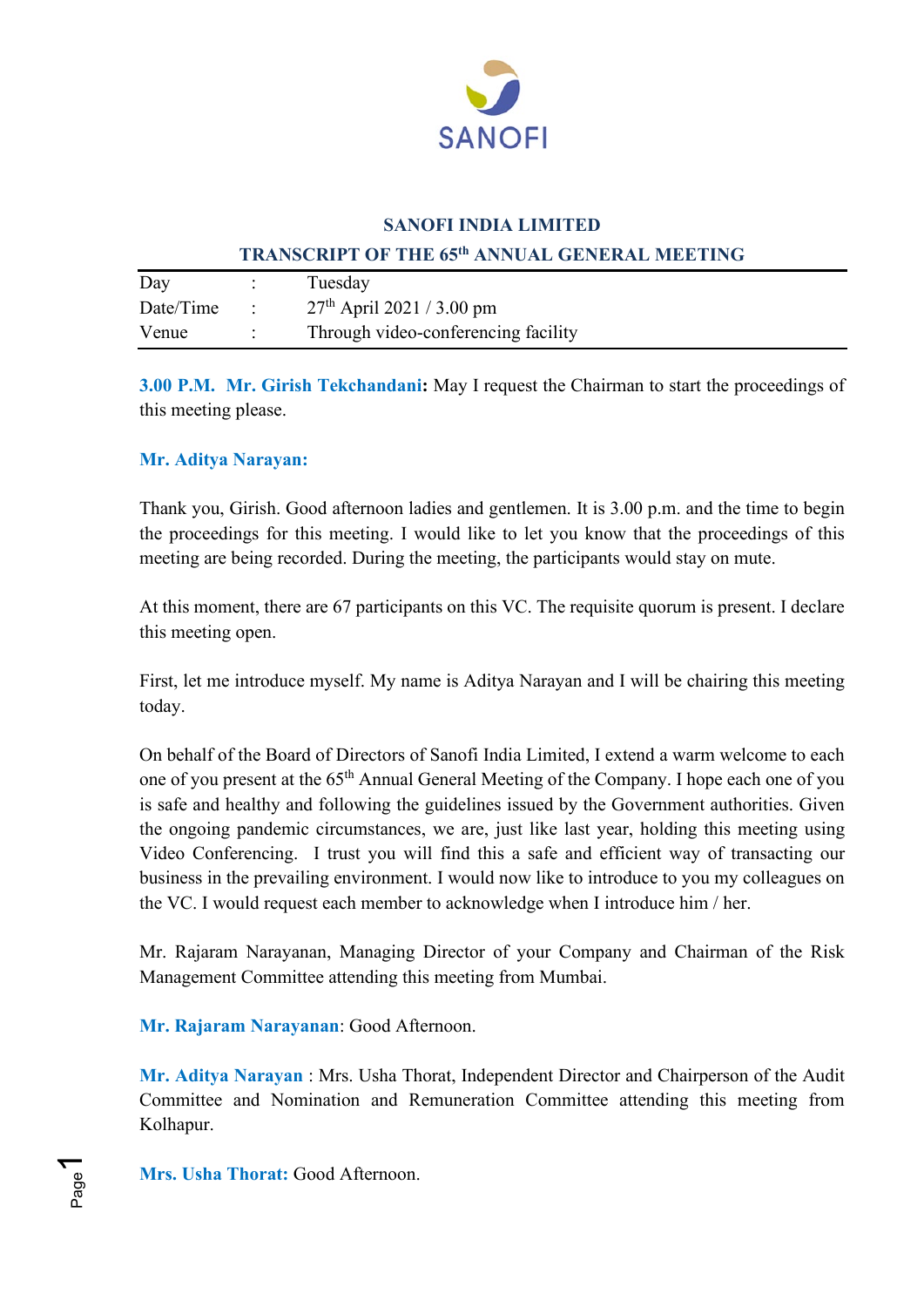SANOFI

## SANOFI INDIA LIMITED

## TRANSCRIPT OF THE 65th ANNUAL GENERAL MEETING

| | | |
|---|---|---|
| Day | : | Tuesday |
| Date/Time | : | 27th April 2021 / 3.00 pm |
| Venue | : | Through video-conferencing facility |

**3.00 P.M. Mr. Girish Tekchandani:** May I request the Chairman to start the proceedings of this meeting please.

**Mr. Aditya Narayan:**

Thank you, Girish. Good afternoon ladies and gentlemen. It is 3.00 p.m. and the time to begin the proceedings for this meeting. I would like to let you know that the proceedings of this meeting are being recorded. During the meeting, the participants would stay on mute.

At this moment, there are 67 participants on this VC. The requisite quorum is present. I declare this meeting open.

First, let me introduce myself. My name is Aditya Narayan and I will be chairing this meeting today.

On behalf of the Board of Directors of Sanofi India Limited, I extend a warm welcome to each one of you present at the 65th Annual General Meeting of the Company. I hope each one of you is safe and healthy and following the guidelines issued by the Government authorities. Given the ongoing pandemic circumstances, we are, just like last year, holding this meeting using Video Conferencing. I trust you will find this a safe and efficient way of transacting our business in the prevailing environment. I would now like to introduce to you my colleagues on the VC. I would request each member to acknowledge when I introduce him / her.

Mr. Rajaram Narayanan, Managing Director of your Company and Chairman of the Risk Management Committee attending this meeting from Mumbai.

**Mr. Rajaram Narayanan**: Good Afternoon.

**Mr. Aditya Narayan** : Mrs. Usha Thorat, Independent Director and Chairperson of the Audit Committee and Nomination and Remuneration Committee attending this meeting from Kolhapur.

**Mrs. Usha Thorat:** Good Afternoon.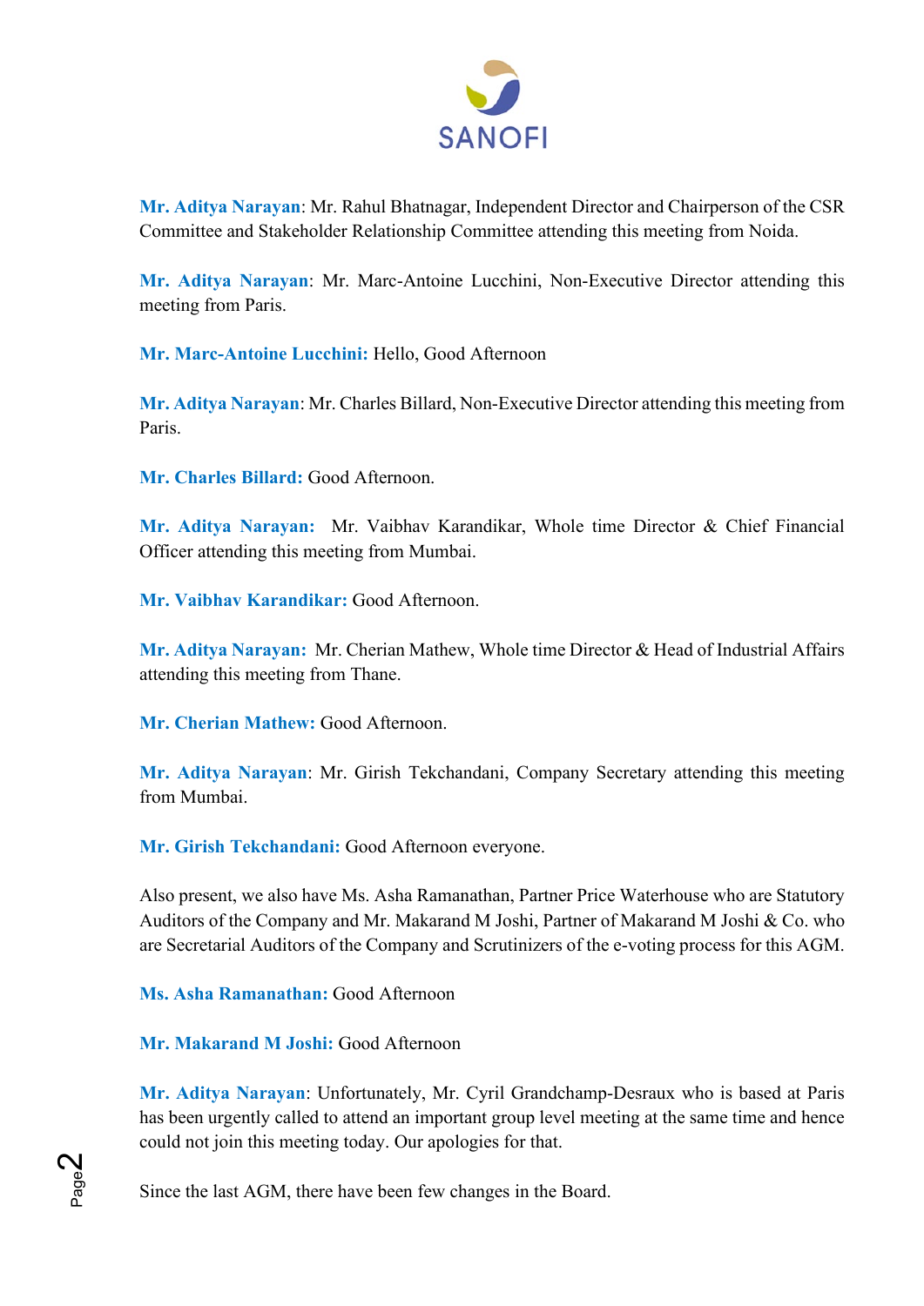**Mr. Aditya Narayan**: Mr. Rahul Bhatnagar, Independent Director and Chairperson of the CSR Committee and Stakeholder Relationship Committee attending this meeting from Noida.

**Mr. Aditya Narayan**: Mr. Marc-Antoine Lucchini, Non-Executive Director attending this meeting from Paris.

**Mr. Marc-Antoine Lucchini:** Hello, Good Afternoon

**Mr. Aditya Narayan**: Mr. Charles Billard, Non-Executive Director attending this meeting from Paris.

**Mr. Charles Billard:** Good Afternoon.

**Mr. Aditya Narayan:** Mr. Vaibhav Karandikar, Whole time Director & Chief Financial Officer attending this meeting from Mumbai.

**Mr. Vaibhav Karandikar:** Good Afternoon.

**Mr. Aditya Narayan:** Mr. Cherian Mathew, Whole time Director & Head of Industrial Affairs attending this meeting from Thane.

**Mr. Cherian Mathew:** Good Afternoon.

**Mr. Aditya Narayan**: Mr. Girish Tekchandani, Company Secretary attending this meeting from Mumbai.

**Mr. Girish Tekchandani:** Good Afternoon everyone.

Also present, we also have Ms. Asha Ramanathan, Partner Price Waterhouse who are Statutory Auditors of the Company and Mr. Makarand M Joshi, Partner of Makarand M Joshi & Co. who are Secretarial Auditors of the Company and Scrutinizers of the e-voting process for this AGM.

**Ms. Asha Ramanathan:** Good Afternoon

**Mr. Makarand M Joshi:** Good Afternoon

**Mr. Aditya Narayan**: Unfortunately, Mr. Cyril Grandchamp-Desraux who is based at Paris has been urgently called to attend an important group level meeting at the same time and hence could not join this meeting today. Our apologies for that.

Since the last AGM, there have been few changes in the Board.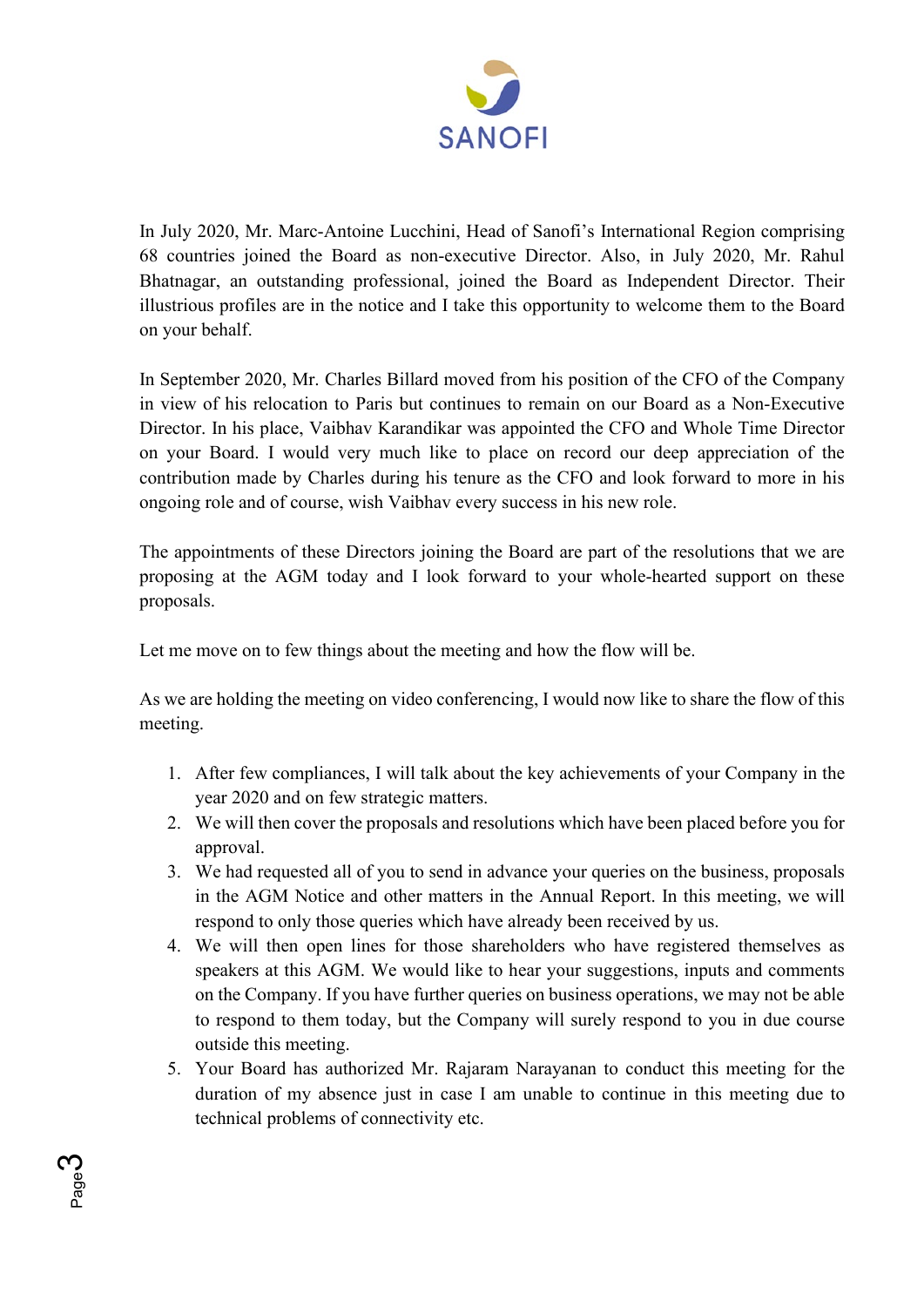In July 2020, Mr. Marc-Antoine Lucchini, Head of Sanofi's International Region comprising 68 countries joined the Board as non-executive Director. Also, in July 2020, Mr. Rahul Bhatnagar, an outstanding professional, joined the Board as Independent Director. Their illustrious profiles are in the notice and I take this opportunity to welcome them to the Board on your behalf.

In September 2020, Mr. Charles Billard moved from his position of the CFO of the Company in view of his relocation to Paris but continues to remain on our Board as a Non-Executive Director. In his place, Vaibhav Karandikar was appointed the CFO and Whole Time Director on your Board. I would very much like to place on record our deep appreciation of the contribution made by Charles during his tenure as the CFO and look forward to more in his ongoing role and of course, wish Vaibhav every success in his new role.

The appointments of these Directors joining the Board are part of the resolutions that we are proposing at the AGM today and I look forward to your whole-hearted support on these proposals.

Let me move on to few things about the meeting and how the flow will be.

As we are holding the meeting on video conferencing, I would now like to share the flow of this meeting.

1. After few compliances, I will talk about the key achievements of your Company in the year 2020 and on few strategic matters.
2. We will then cover the proposals and resolutions which have been placed before you for approval.
3. We had requested all of you to send in advance your queries on the business, proposals in the AGM Notice and other matters in the Annual Report. In this meeting, we will respond to only those queries which have already been received by us.
4. We will then open lines for those shareholders who have registered themselves as speakers at this AGM. We would like to hear your suggestions, inputs and comments on the Company. If you have further queries on business operations, we may not be able to respond to them today, but the Company will surely respond to you in due course outside this meeting.
5. Your Board has authorized Mr. Rajaram Narayanan to conduct this meeting for the duration of my absence just in case I am unable to continue in this meeting due to technical problems of connectivity etc.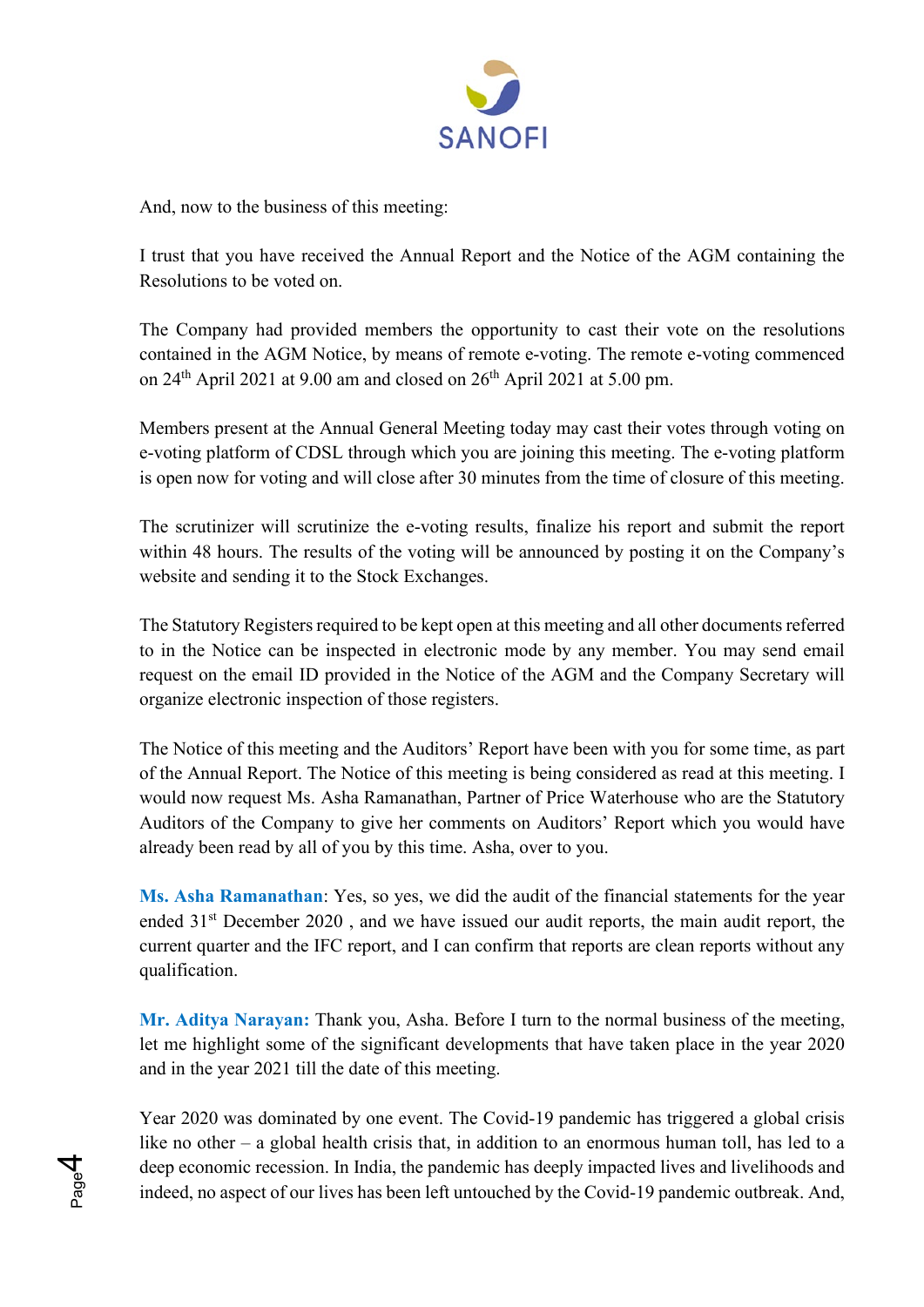And, now to the business of this meeting:

I trust that you have received the Annual Report and the Notice of the AGM containing the Resolutions to be voted on.

The Company had provided members the opportunity to cast their vote on the resolutions contained in the AGM Notice, by means of remote e-voting. The remote e-voting commenced on 24th April 2021 at 9.00 am and closed on 26th April 2021 at 5.00 pm.

Members present at the Annual General Meeting today may cast their votes through voting on e-voting platform of CDSL through which you are joining this meeting. The e-voting platform is open now for voting and will close after 30 minutes from the time of closure of this meeting.

The scrutinizer will scrutinize the e-voting results, finalize his report and submit the report within 48 hours. The results of the voting will be announced by posting it on the Company's website and sending it to the Stock Exchanges.

The Statutory Registers required to be kept open at this meeting and all other documents referred to in the Notice can be inspected in electronic mode by any member. You may send email request on the email ID provided in the Notice of the AGM and the Company Secretary will organize electronic inspection of those registers.

The Notice of this meeting and the Auditors' Report have been with you for some time, as part of the Annual Report. The Notice of this meeting is being considered as read at this meeting. I would now request Ms. Asha Ramanathan, Partner of Price Waterhouse who are the Statutory Auditors of the Company to give her comments on Auditors' Report which you would have already been read by all of you by this time. Asha, over to you.

**Ms. Asha Ramanathan**: Yes, so yes, we did the audit of the financial statements for the year ended 31st December 2020 , and we have issued our audit reports, the main audit report, the current quarter and the IFC report, and I can confirm that reports are clean reports without any qualification.

**Mr. Aditya Narayan:** Thank you, Asha. Before I turn to the normal business of the meeting, let me highlight some of the significant developments that have taken place in the year 2020 and in the year 2021 till the date of this meeting.

Year 2020 was dominated by one event. The Covid-19 pandemic has triggered a global crisis like no other – a global health crisis that, in addition to an enormous human toll, has led to a deep economic recession. In India, the pandemic has deeply impacted lives and livelihoods and indeed, no aspect of our lives has been left untouched by the Covid-19 pandemic outbreak. And,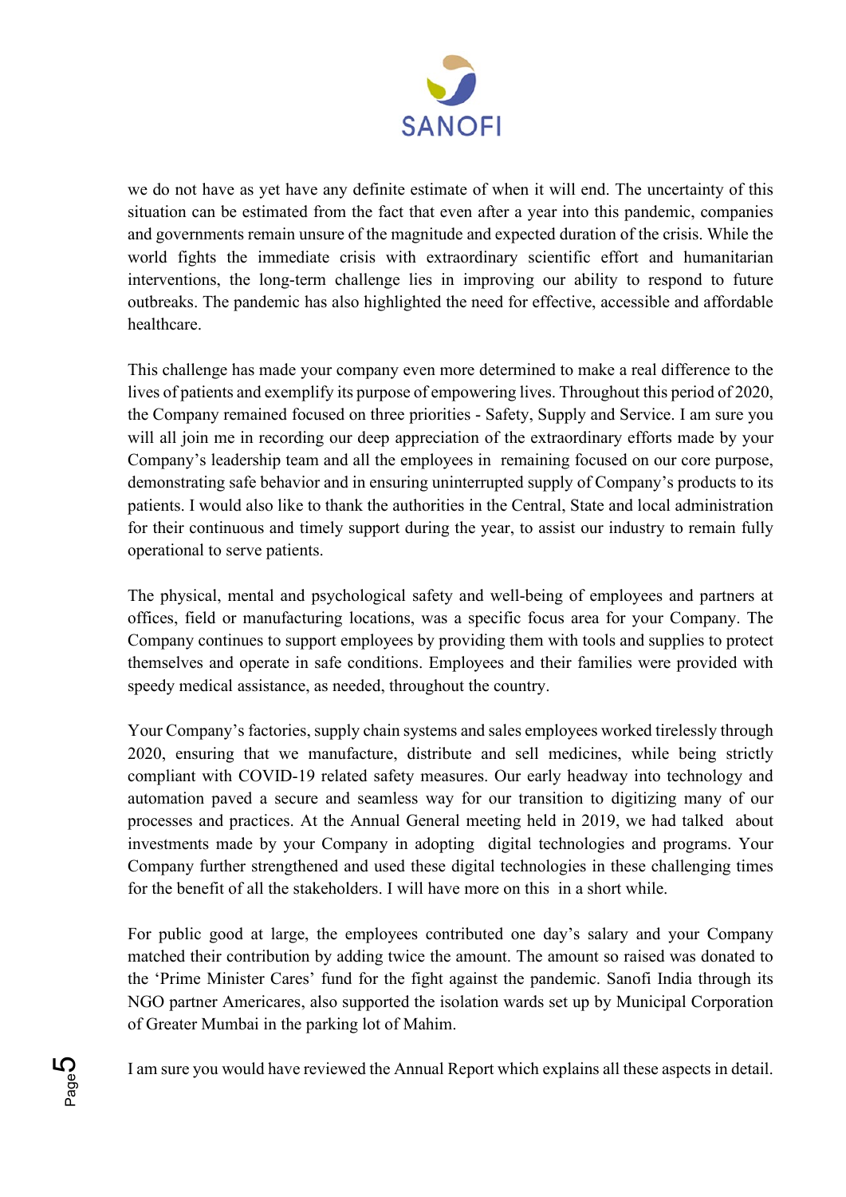we do not have as yet have any definite estimate of when it will end. The uncertainty of this situation can be estimated from the fact that even after a year into this pandemic, companies and governments remain unsure of the magnitude and expected duration of the crisis. While the world fights the immediate crisis with extraordinary scientific effort and humanitarian interventions, the long-term challenge lies in improving our ability to respond to future outbreaks. The pandemic has also highlighted the need for effective, accessible and affordable healthcare.

This challenge has made your company even more determined to make a real difference to the lives of patients and exemplify its purpose of empowering lives. Throughout this period of 2020, the Company remained focused on three priorities - Safety, Supply and Service. I am sure you will all join me in recording our deep appreciation of the extraordinary efforts made by your Company's leadership team and all the employees in remaining focused on our core purpose, demonstrating safe behavior and in ensuring uninterrupted supply of Company's products to its patients. I would also like to thank the authorities in the Central, State and local administration for their continuous and timely support during the year, to assist our industry to remain fully operational to serve patients.

The physical, mental and psychological safety and well-being of employees and partners at offices, field or manufacturing locations, was a specific focus area for your Company. The Company continues to support employees by providing them with tools and supplies to protect themselves and operate in safe conditions. Employees and their families were provided with speedy medical assistance, as needed, throughout the country.

Your Company's factories, supply chain systems and sales employees worked tirelessly through 2020, ensuring that we manufacture, distribute and sell medicines, while being strictly compliant with COVID-19 related safety measures. Our early headway into technology and automation paved a secure and seamless way for our transition to digitizing many of our processes and practices. At the Annual General meeting held in 2019, we had talked about investments made by your Company in adopting digital technologies and programs. Your Company further strengthened and used these digital technologies in these challenging times for the benefit of all the stakeholders. I will have more on this in a short while.

For public good at large, the employees contributed one day's salary and your Company matched their contribution by adding twice the amount. The amount so raised was donated to the 'Prime Minister Cares' fund for the fight against the pandemic. Sanofi India through its NGO partner Americares, also supported the isolation wards set up by Municipal Corporation of Greater Mumbai in the parking lot of Mahim.

I am sure you would have reviewed the Annual Report which explains all these aspects in detail.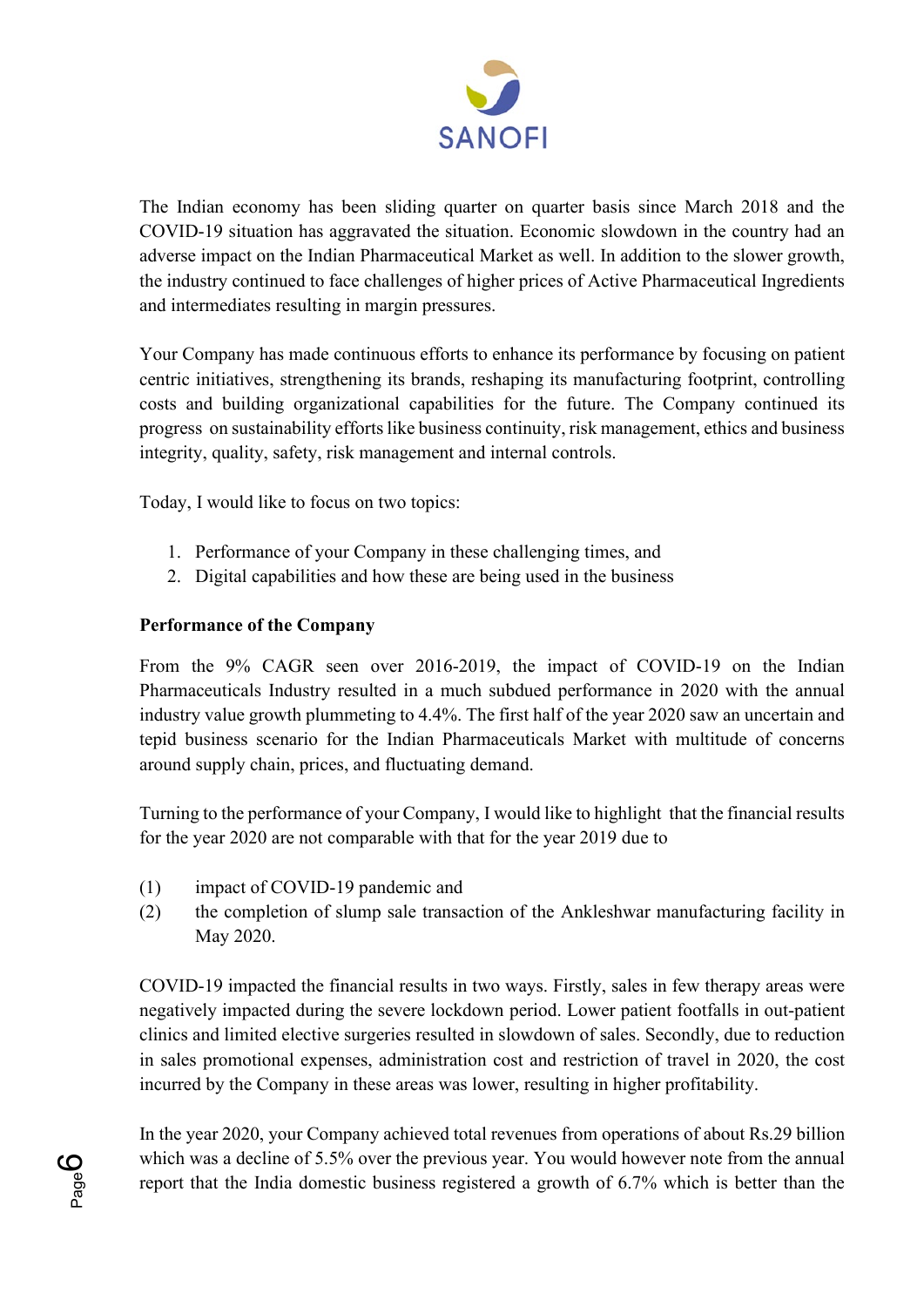The Indian economy has been sliding quarter on quarter basis since March 2018 and the COVID-19 situation has aggravated the situation. Economic slowdown in the country had an adverse impact on the Indian Pharmaceutical Market as well. In addition to the slower growth, the industry continued to face challenges of higher prices of Active Pharmaceutical Ingredients and intermediates resulting in margin pressures.

Your Company has made continuous efforts to enhance its performance by focusing on patient centric initiatives, strengthening its brands, reshaping its manufacturing footprint, controlling costs and building organizational capabilities for the future. The Company continued its progress on sustainability efforts like business continuity, risk management, ethics and business integrity, quality, safety, risk management and internal controls.

Today, I would like to focus on two topics:

1. Performance of your Company in these challenging times, and
2. Digital capabilities and how these are being used in the business

**Performance of the Company**

From the 9% CAGR seen over 2016-2019, the impact of COVID-19 on the Indian Pharmaceuticals Industry resulted in a much subdued performance in 2020 with the annual industry value growth plummeting to 4.4%. The first half of the year 2020 saw an uncertain and tepid business scenario for the Indian Pharmaceuticals Market with multitude of concerns around supply chain, prices, and fluctuating demand.

Turning to the performance of your Company, I would like to highlight that the financial results for the year 2020 are not comparable with that for the year 2019 due to

(1) impact of COVID-19 pandemic and
(2) the completion of slump sale transaction of the Ankleshwar manufacturing facility in May 2020.

COVID-19 impacted the financial results in two ways. Firstly, sales in few therapy areas were negatively impacted during the severe lockdown period. Lower patient footfalls in out-patient clinics and limited elective surgeries resulted in slowdown of sales. Secondly, due to reduction in sales promotional expenses, administration cost and restriction of travel in 2020, the cost incurred by the Company in these areas was lower, resulting in higher profitability.

In the year 2020, your Company achieved total revenues from operations of about Rs.29 billion which was a decline of 5.5% over the previous year. You would however note from the annual report that the India domestic business registered a growth of 6.7% which is better than the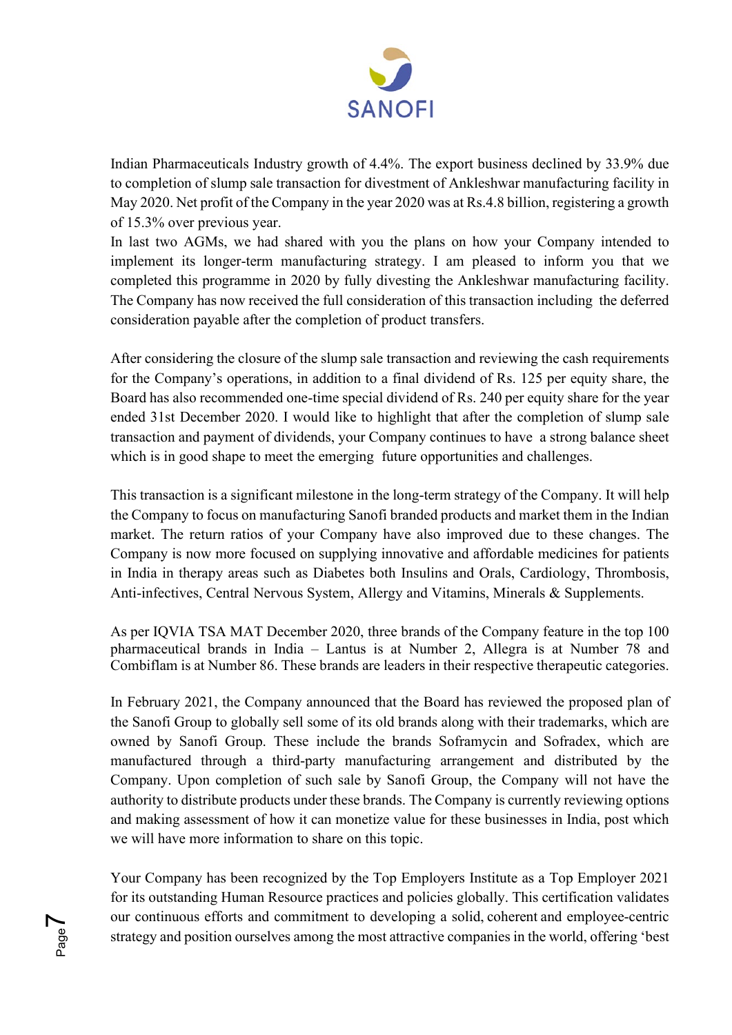Indian Pharmaceuticals Industry growth of 4.4%. The export business declined by 33.9% due to completion of slump sale transaction for divestment of Ankleshwar manufacturing facility in May 2020. Net profit of the Company in the year 2020 was at Rs.4.8 billion, registering a growth of 15.3% over previous year.

In last two AGMs, we had shared with you the plans on how your Company intended to implement its longer-term manufacturing strategy. I am pleased to inform you that we completed this programme in 2020 by fully divesting the Ankleshwar manufacturing facility. The Company has now received the full consideration of this transaction including the deferred consideration payable after the completion of product transfers.

After considering the closure of the slump sale transaction and reviewing the cash requirements for the Company's operations, in addition to a final dividend of Rs. 125 per equity share, the Board has also recommended one-time special dividend of Rs. 240 per equity share for the year ended 31st December 2020. I would like to highlight that after the completion of slump sale transaction and payment of dividends, your Company continues to have a strong balance sheet which is in good shape to meet the emerging future opportunities and challenges.

This transaction is a significant milestone in the long-term strategy of the Company. It will help the Company to focus on manufacturing Sanofi branded products and market them in the Indian market. The return ratios of your Company have also improved due to these changes. The Company is now more focused on supplying innovative and affordable medicines for patients in India in therapy areas such as Diabetes both Insulins and Orals, Cardiology, Thrombosis, Anti-infectives, Central Nervous System, Allergy and Vitamins, Minerals & Supplements.

As per IQVIA TSA MAT December 2020, three brands of the Company feature in the top 100 pharmaceutical brands in India – Lantus is at Number 2, Allegra is at Number 78 and Combiflam is at Number 86. These brands are leaders in their respective therapeutic categories.

In February 2021, the Company announced that the Board has reviewed the proposed plan of the Sanofi Group to globally sell some of its old brands along with their trademarks, which are owned by Sanofi Group. These include the brands Soframycin and Sofradex, which are manufactured through a third-party manufacturing arrangement and distributed by the Company. Upon completion of such sale by Sanofi Group, the Company will not have the authority to distribute products under these brands. The Company is currently reviewing options and making assessment of how it can monetize value for these businesses in India, post which we will have more information to share on this topic.

Your Company has been recognized by the Top Employers Institute as a Top Employer 2021 for its outstanding Human Resource practices and policies globally. This certification validates our continuous efforts and commitment to developing a solid, coherent and employee-centric strategy and position ourselves among the most attractive companies in the world, offering 'best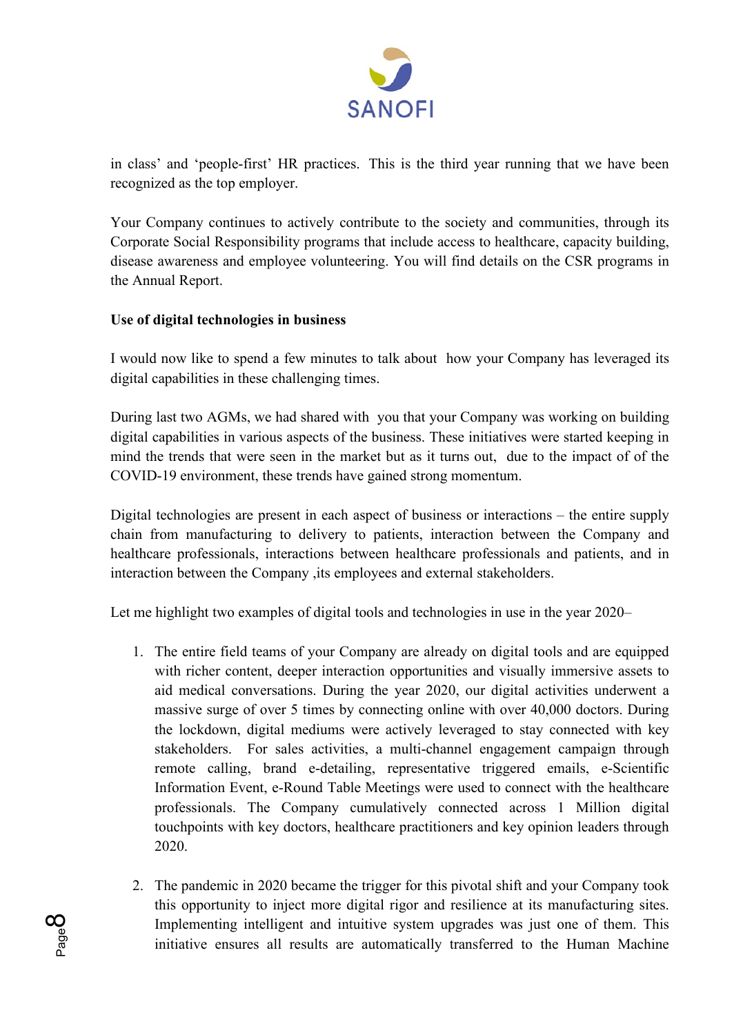in class' and 'people-first' HR practices. This is the third year running that we have been recognized as the top employer.

Your Company continues to actively contribute to the society and communities, through its Corporate Social Responsibility programs that include access to healthcare, capacity building, disease awareness and employee volunteering. You will find details on the CSR programs in the Annual Report.

**Use of digital technologies in business**

I would now like to spend a few minutes to talk about how your Company has leveraged its digital capabilities in these challenging times.

During last two AGMs, we had shared with you that your Company was working on building digital capabilities in various aspects of the business. These initiatives were started keeping in mind the trends that were seen in the market but as it turns out, due to the impact of of the COVID-19 environment, these trends have gained strong momentum.

Digital technologies are present in each aspect of business or interactions – the entire supply chain from manufacturing to delivery to patients, interaction between the Company and healthcare professionals, interactions between healthcare professionals and patients, and in interaction between the Company ,its employees and external stakeholders.

Let me highlight two examples of digital tools and technologies in use in the year 2020–

1. The entire field teams of your Company are already on digital tools and are equipped with richer content, deeper interaction opportunities and visually immersive assets to aid medical conversations. During the year 2020, our digital activities underwent a massive surge of over 5 times by connecting online with over 40,000 doctors. During the lockdown, digital mediums were actively leveraged to stay connected with key stakeholders. For sales activities, a multi-channel engagement campaign through remote calling, brand e-detailing, representative triggered emails, e-Scientific Information Event, e-Round Table Meetings were used to connect with the healthcare professionals. The Company cumulatively connected across 1 Million digital touchpoints with key doctors, healthcare practitioners and key opinion leaders through 2020.

2. The pandemic in 2020 became the trigger for this pivotal shift and your Company took this opportunity to inject more digital rigor and resilience at its manufacturing sites. Implementing intelligent and intuitive system upgrades was just one of them. This initiative ensures all results are automatically transferred to the Human Machine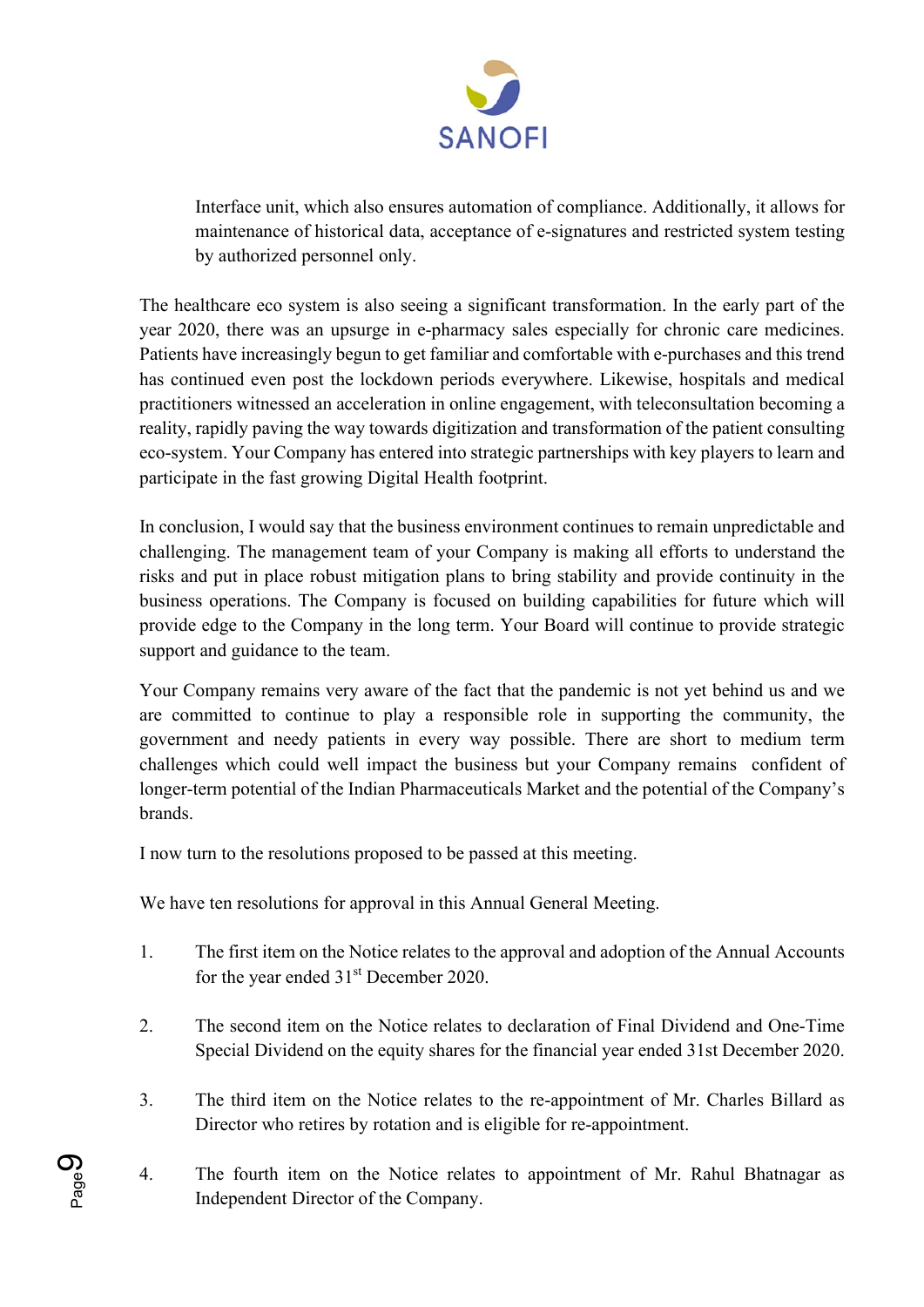Interface unit, which also ensures automation of compliance. Additionally, it allows for maintenance of historical data, acceptance of e-signatures and restricted system testing by authorized personnel only.

The healthcare eco system is also seeing a significant transformation. In the early part of the year 2020, there was an upsurge in e-pharmacy sales especially for chronic care medicines. Patients have increasingly begun to get familiar and comfortable with e-purchases and this trend has continued even post the lockdown periods everywhere. Likewise, hospitals and medical practitioners witnessed an acceleration in online engagement, with teleconsultation becoming a reality, rapidly paving the way towards digitization and transformation of the patient consulting eco-system. Your Company has entered into strategic partnerships with key players to learn and participate in the fast growing Digital Health footprint.

In conclusion, I would say that the business environment continues to remain unpredictable and challenging. The management team of your Company is making all efforts to understand the risks and put in place robust mitigation plans to bring stability and provide continuity in the business operations. The Company is focused on building capabilities for future which will provide edge to the Company in the long term. Your Board will continue to provide strategic support and guidance to the team.

Your Company remains very aware of the fact that the pandemic is not yet behind us and we are committed to continue to play a responsible role in supporting the community, the government and needy patients in every way possible. There are short to medium term challenges which could well impact the business but your Company remains confident of longer-term potential of the Indian Pharmaceuticals Market and the potential of the Company's brands.

I now turn to the resolutions proposed to be passed at this meeting.

We have ten resolutions for approval in this Annual General Meeting.

1. The first item on the Notice relates to the approval and adoption of the Annual Accounts for the year ended 31st December 2020.

2. The second item on the Notice relates to declaration of Final Dividend and One-Time Special Dividend on the equity shares for the financial year ended 31st December 2020.

3. The third item on the Notice relates to the re-appointment of Mr. Charles Billard as Director who retires by rotation and is eligible for re-appointment.

4. The fourth item on the Notice relates to appointment of Mr. Rahul Bhatnagar as Independent Director of the Company.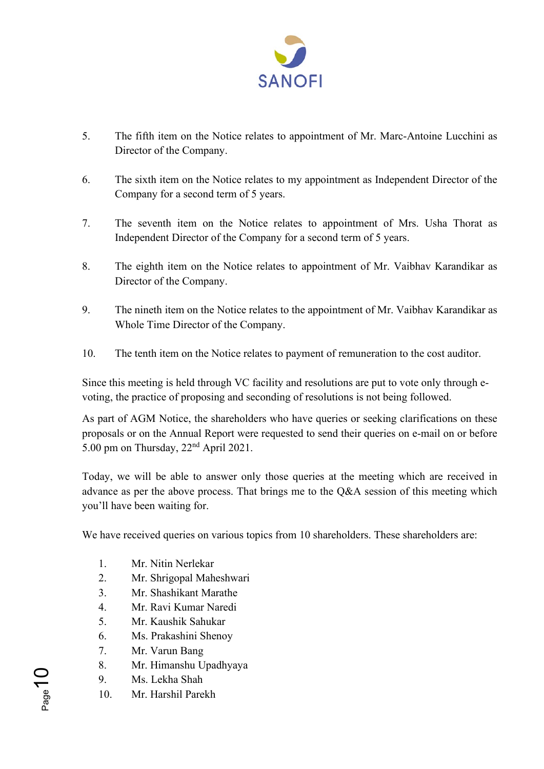5. The fifth item on the Notice relates to appointment of Mr. Marc-Antoine Lucchini as Director of the Company.

6. The sixth item on the Notice relates to my appointment as Independent Director of the Company for a second term of 5 years.

7. The seventh item on the Notice relates to appointment of Mrs. Usha Thorat as Independent Director of the Company for a second term of 5 years.

8. The eighth item on the Notice relates to appointment of Mr. Vaibhav Karandikar as Director of the Company.

9. The nineth item on the Notice relates to the appointment of Mr. Vaibhav Karandikar as Whole Time Director of the Company.

10. The tenth item on the Notice relates to payment of remuneration to the cost auditor.

Since this meeting is held through VC facility and resolutions are put to vote only through e-voting, the practice of proposing and seconding of resolutions is not being followed.

As part of AGM Notice, the shareholders who have queries or seeking clarifications on these proposals or on the Annual Report were requested to send their queries on e-mail on or before 5.00 pm on Thursday, 22nd April 2021.

Today, we will be able to answer only those queries at the meeting which are received in advance as per the above process. That brings me to the Q&A session of this meeting which you'll have been waiting for.

We have received queries on various topics from 10 shareholders. These shareholders are:

1. Mr. Nitin Nerlekar
2. Mr. Shrigopal Maheshwari
3. Mr. Shashikant Marathe
4. Mr. Ravi Kumar Naredi
5. Mr. Kaushik Sahukar
6. Ms. Prakashini Shenoy
7. Mr. Varun Bang
8. Mr. Himanshu Upadhyaya
9. Ms. Lekha Shah
10. Mr. Harshil Parekh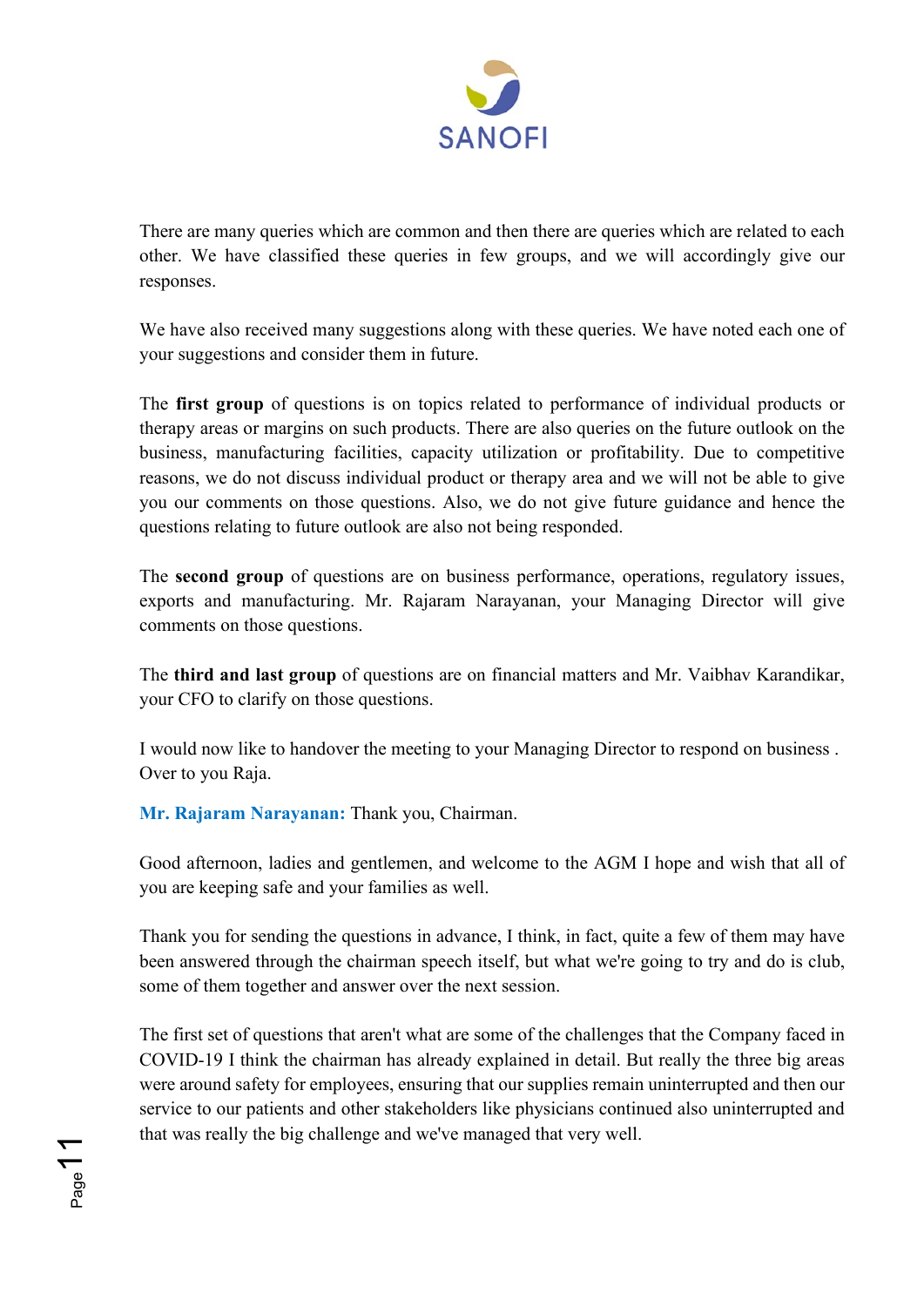There are many queries which are common and then there are queries which are related to each other. We have classified these queries in few groups, and we will accordingly give our responses.

We have also received many suggestions along with these queries. We have noted each one of your suggestions and consider them in future.

The **first group** of questions is on topics related to performance of individual products or therapy areas or margins on such products. There are also queries on the future outlook on the business, manufacturing facilities, capacity utilization or profitability. Due to competitive reasons, we do not discuss individual product or therapy area and we will not be able to give you our comments on those questions. Also, we do not give future guidance and hence the questions relating to future outlook are also not being responded.

The **second group** of questions are on business performance, operations, regulatory issues, exports and manufacturing. Mr. Rajaram Narayanan, your Managing Director will give comments on those questions.

The **third and last group** of questions are on financial matters and Mr. Vaibhav Karandikar, your CFO to clarify on those questions.

I would now like to handover the meeting to your Managing Director to respond on business . Over to you Raja.

**Mr. Rajaram Narayanan:** Thank you, Chairman.

Good afternoon, ladies and gentlemen, and welcome to the AGM I hope and wish that all of you are keeping safe and your families as well.

Thank you for sending the questions in advance, I think, in fact, quite a few of them may have been answered through the chairman speech itself, but what we're going to try and do is club, some of them together and answer over the next session.

The first set of questions that aren't what are some of the challenges that the Company faced in COVID-19 I think the chairman has already explained in detail. But really the three big areas were around safety for employees, ensuring that our supplies remain uninterrupted and then our service to our patients and other stakeholders like physicians continued also uninterrupted and that was really the big challenge and we've managed that very well.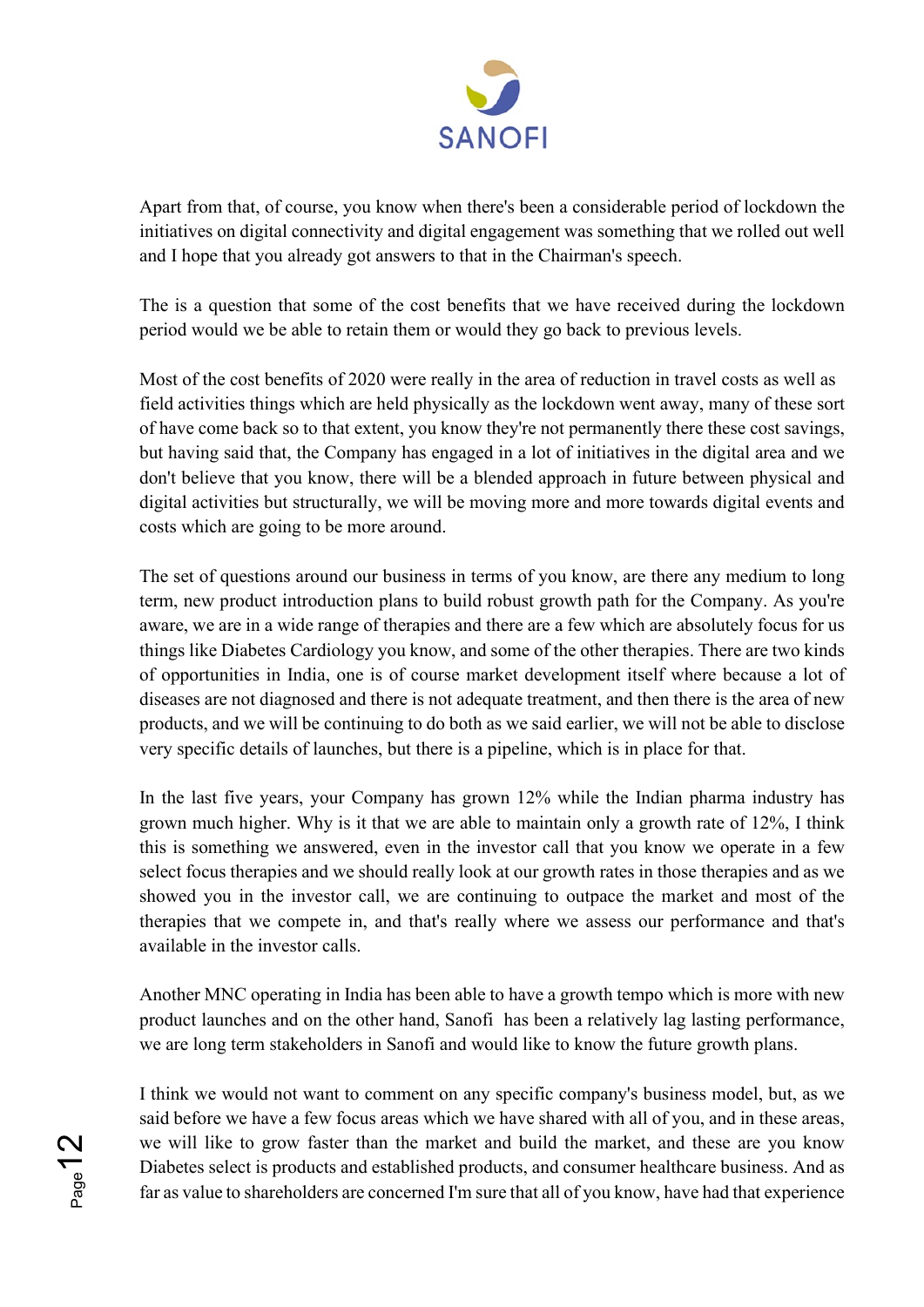Apart from that, of course, you know when there's been a considerable period of lockdown the initiatives on digital connectivity and digital engagement was something that we rolled out well and I hope that you already got answers to that in the Chairman's speech.

The is a question that some of the cost benefits that we have received during the lockdown period would we be able to retain them or would they go back to previous levels.

Most of the cost benefits of 2020 were really in the area of reduction in travel costs as well as field activities things which are held physically as the lockdown went away, many of these sort of have come back so to that extent, you know they're not permanently there these cost savings, but having said that, the Company has engaged in a lot of initiatives in the digital area and we don't believe that you know, there will be a blended approach in future between physical and digital activities but structurally, we will be moving more and more towards digital events and costs which are going to be more around.

The set of questions around our business in terms of you know, are there any medium to long term, new product introduction plans to build robust growth path for the Company. As you're aware, we are in a wide range of therapies and there are a few which are absolutely focus for us things like Diabetes Cardiology you know, and some of the other therapies. There are two kinds of opportunities in India, one is of course market development itself where because a lot of diseases are not diagnosed and there is not adequate treatment, and then there is the area of new products, and we will be continuing to do both as we said earlier, we will not be able to disclose very specific details of launches, but there is a pipeline, which is in place for that.

In the last five years, your Company has grown 12% while the Indian pharma industry has grown much higher. Why is it that we are able to maintain only a growth rate of 12%, I think this is something we answered, even in the investor call that you know we operate in a few select focus therapies and we should really look at our growth rates in those therapies and as we showed you in the investor call, we are continuing to outpace the market and most of the therapies that we compete in, and that's really where we assess our performance and that's available in the investor calls.

Another MNC operating in India has been able to have a growth tempo which is more with new product launches and on the other hand, Sanofi has been a relatively lag lasting performance, we are long term stakeholders in Sanofi and would like to know the future growth plans.

I think we would not want to comment on any specific company's business model, but, as we said before we have a few focus areas which we have shared with all of you, and in these areas, we will like to grow faster than the market and build the market, and these are you know Diabetes select is products and established products, and consumer healthcare business. And as far as value to shareholders are concerned I'm sure that all of you know, have had that experience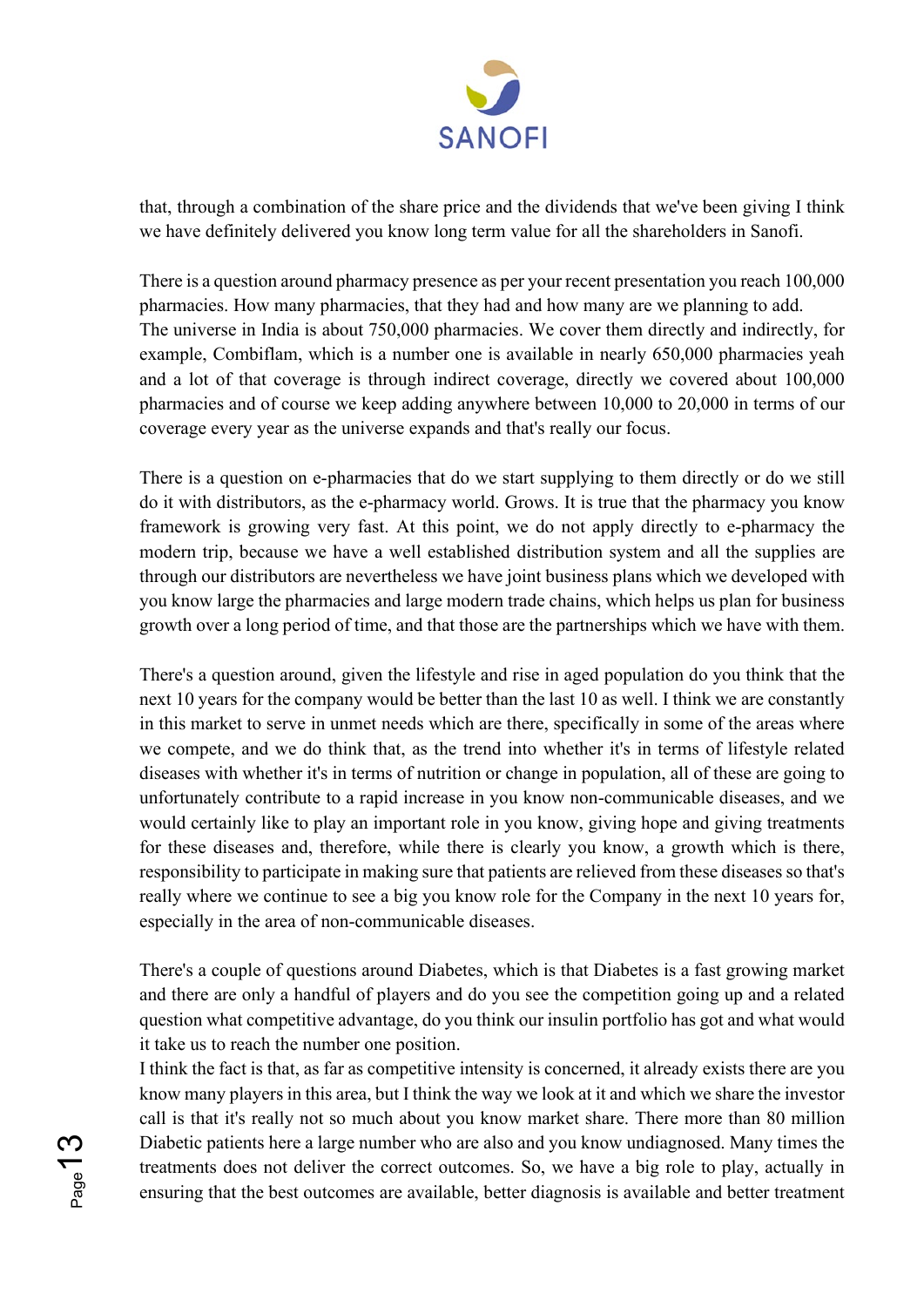that, through a combination of the share price and the dividends that we've been giving I think we have definitely delivered you know long term value for all the shareholders in Sanofi.

There is a question around pharmacy presence as per your recent presentation you reach 100,000 pharmacies. How many pharmacies, that they had and how many are we planning to add.
The universe in India is about 750,000 pharmacies. We cover them directly and indirectly, for example, Combiflam, which is a number one is available in nearly 650,000 pharmacies yeah and a lot of that coverage is through indirect coverage, directly we covered about 100,000 pharmacies and of course we keep adding anywhere between 10,000 to 20,000 in terms of our coverage every year as the universe expands and that's really our focus.

There is a question on e-pharmacies that do we start supplying to them directly or do we still do it with distributors, as the e-pharmacy world. Grows. It is true that the pharmacy you know framework is growing very fast. At this point, we do not apply directly to e-pharmacy the modern trip, because we have a well established distribution system and all the supplies are through our distributors are nevertheless we have joint business plans which we developed with you know large the pharmacies and large modern trade chains, which helps us plan for business growth over a long period of time, and that those are the partnerships which we have with them.

There's a question around, given the lifestyle and rise in aged population do you think that the next 10 years for the company would be better than the last 10 as well. I think we are constantly in this market to serve in unmet needs which are there, specifically in some of the areas where we compete, and we do think that, as the trend into whether it's in terms of lifestyle related diseases with whether it's in terms of nutrition or change in population, all of these are going to unfortunately contribute to a rapid increase in you know non-communicable diseases, and we would certainly like to play an important role in you know, giving hope and giving treatments for these diseases and, therefore, while there is clearly you know, a growth which is there, responsibility to participate in making sure that patients are relieved from these diseases so that's really where we continue to see a big you know role for the Company in the next 10 years for, especially in the area of non-communicable diseases.

There's a couple of questions around Diabetes, which is that Diabetes is a fast growing market and there are only a handful of players and do you see the competition going up and a related question what competitive advantage, do you think our insulin portfolio has got and what would it take us to reach the number one position.
I think the fact is that, as far as competitive intensity is concerned, it already exists there are you know many players in this area, but I think the way we look at it and which we share the investor call is that it's really not so much about you know market share. There more than 80 million Diabetic patients here a large number who are also and you know undiagnosed. Many times the treatments does not deliver the correct outcomes. So, we have a big role to play, actually in ensuring that the best outcomes are available, better diagnosis is available and better treatment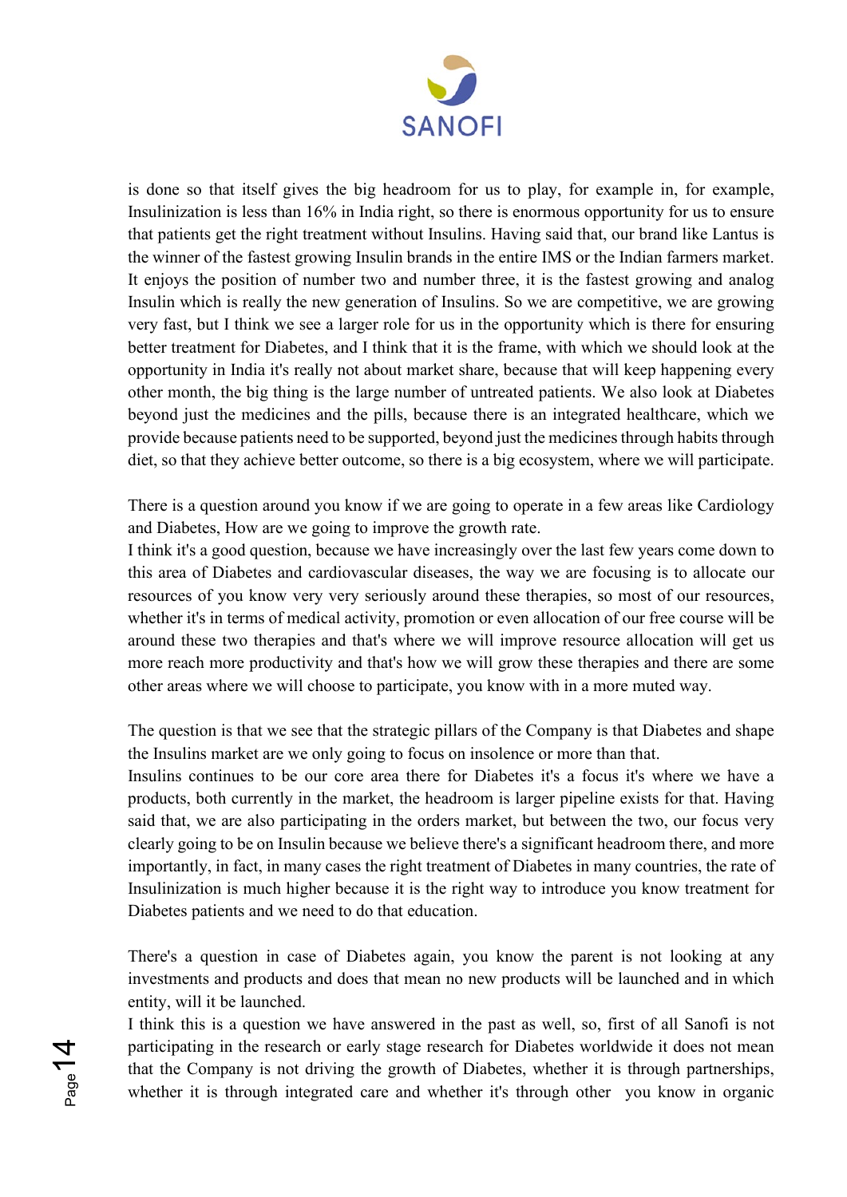is done so that itself gives the big headroom for us to play, for example in, for example, Insulinization is less than 16% in India right, so there is enormous opportunity for us to ensure that patients get the right treatment without Insulins. Having said that, our brand like Lantus is the winner of the fastest growing Insulin brands in the entire IMS or the Indian farmers market. It enjoys the position of number two and number three, it is the fastest growing and analog Insulin which is really the new generation of Insulins. So we are competitive, we are growing very fast, but I think we see a larger role for us in the opportunity which is there for ensuring better treatment for Diabetes, and I think that it is the frame, with which we should look at the opportunity in India it's really not about market share, because that will keep happening every other month, the big thing is the large number of untreated patients. We also look at Diabetes beyond just the medicines and the pills, because there is an integrated healthcare, which we provide because patients need to be supported, beyond just the medicines through habits through diet, so that they achieve better outcome, so there is a big ecosystem, where we will participate.

There is a question around you know if we are going to operate in a few areas like Cardiology and Diabetes, How are we going to improve the growth rate.
I think it's a good question, because we have increasingly over the last few years come down to this area of Diabetes and cardiovascular diseases, the way we are focusing is to allocate our resources of you know very very seriously around these therapies, so most of our resources, whether it's in terms of medical activity, promotion or even allocation of our free course will be around these two therapies and that's where we will improve resource allocation will get us more reach more productivity and that's how we will grow these therapies and there are some other areas where we will choose to participate, you know with in a more muted way.

The question is that we see that the strategic pillars of the Company is that Diabetes and shape the Insulins market are we only going to focus on insolence or more than that.
Insulins continues to be our core area there for Diabetes it's a focus it's where we have a products, both currently in the market, the headroom is larger pipeline exists for that. Having said that, we are also participating in the orders market, but between the two, our focus very clearly going to be on Insulin because we believe there's a significant headroom there, and more importantly, in fact, in many cases the right treatment of Diabetes in many countries, the rate of Insulinization is much higher because it is the right way to introduce you know treatment for Diabetes patients and we need to do that education.

There's a question in case of Diabetes again, you know the parent is not looking at any investments and products and does that mean no new products will be launched and in which entity, will it be launched.
I think this is a question we have answered in the past as well, so, first of all Sanofi is not participating in the research or early stage research for Diabetes worldwide it does not mean that the Company is not driving the growth of Diabetes, whether it is through partnerships, whether it is through integrated care and whether it's through other you know in organic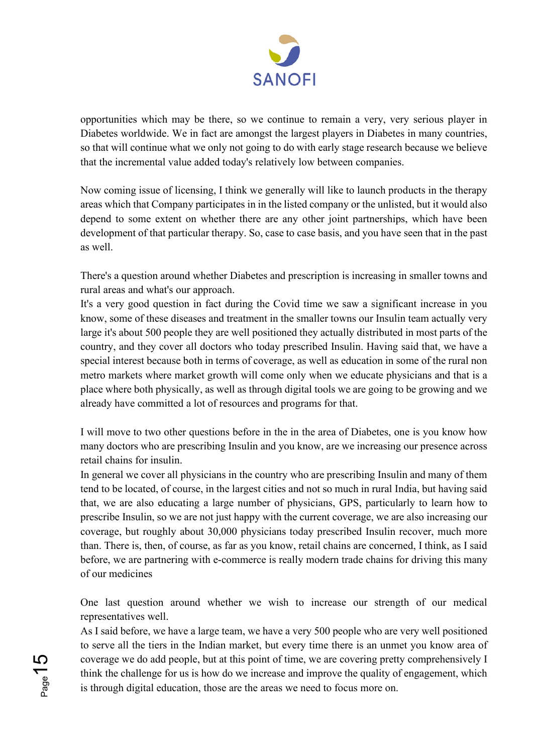opportunities which may be there, so we continue to remain a very, very serious player in Diabetes worldwide. We in fact are amongst the largest players in Diabetes in many countries, so that will continue what we only not going to do with early stage research because we believe that the incremental value added today's relatively low between companies.

Now coming issue of licensing, I think we generally will like to launch products in the therapy areas which that Company participates in in the listed company or the unlisted, but it would also depend to some extent on whether there are any other joint partnerships, which have been development of that particular therapy. So, case to case basis, and you have seen that in the past as well.

There's a question around whether Diabetes and prescription is increasing in smaller towns and rural areas and what's our approach.
It's a very good question in fact during the Covid time we saw a significant increase in you know, some of these diseases and treatment in the smaller towns our Insulin team actually very large it's about 500 people they are well positioned they actually distributed in most parts of the country, and they cover all doctors who today prescribed Insulin. Having said that, we have a special interest because both in terms of coverage, as well as education in some of the rural non metro markets where market growth will come only when we educate physicians and that is a place where both physically, as well as through digital tools we are going to be growing and we already have committed a lot of resources and programs for that.

I will move to two other questions before in the in the area of Diabetes, one is you know how many doctors who are prescribing Insulin and you know, are we increasing our presence across retail chains for insulin.
In general we cover all physicians in the country who are prescribing Insulin and many of them tend to be located, of course, in the largest cities and not so much in rural India, but having said that, we are also educating a large number of physicians, GPS, particularly to learn how to prescribe Insulin, so we are not just happy with the current coverage, we are also increasing our coverage, but roughly about 30,000 physicians today prescribed Insulin recover, much more than. There is, then, of course, as far as you know, retail chains are concerned, I think, as I said before, we are partnering with e-commerce is really modern trade chains for driving this many of our medicines

One last question around whether we wish to increase our strength of our medical representatives well.
As I said before, we have a large team, we have a very 500 people who are very well positioned to serve all the tiers in the Indian market, but every time there is an unmet you know area of coverage we do add people, but at this point of time, we are covering pretty comprehensively I think the challenge for us is how do we increase and improve the quality of engagement, which is through digital education, those are the areas we need to focus more on.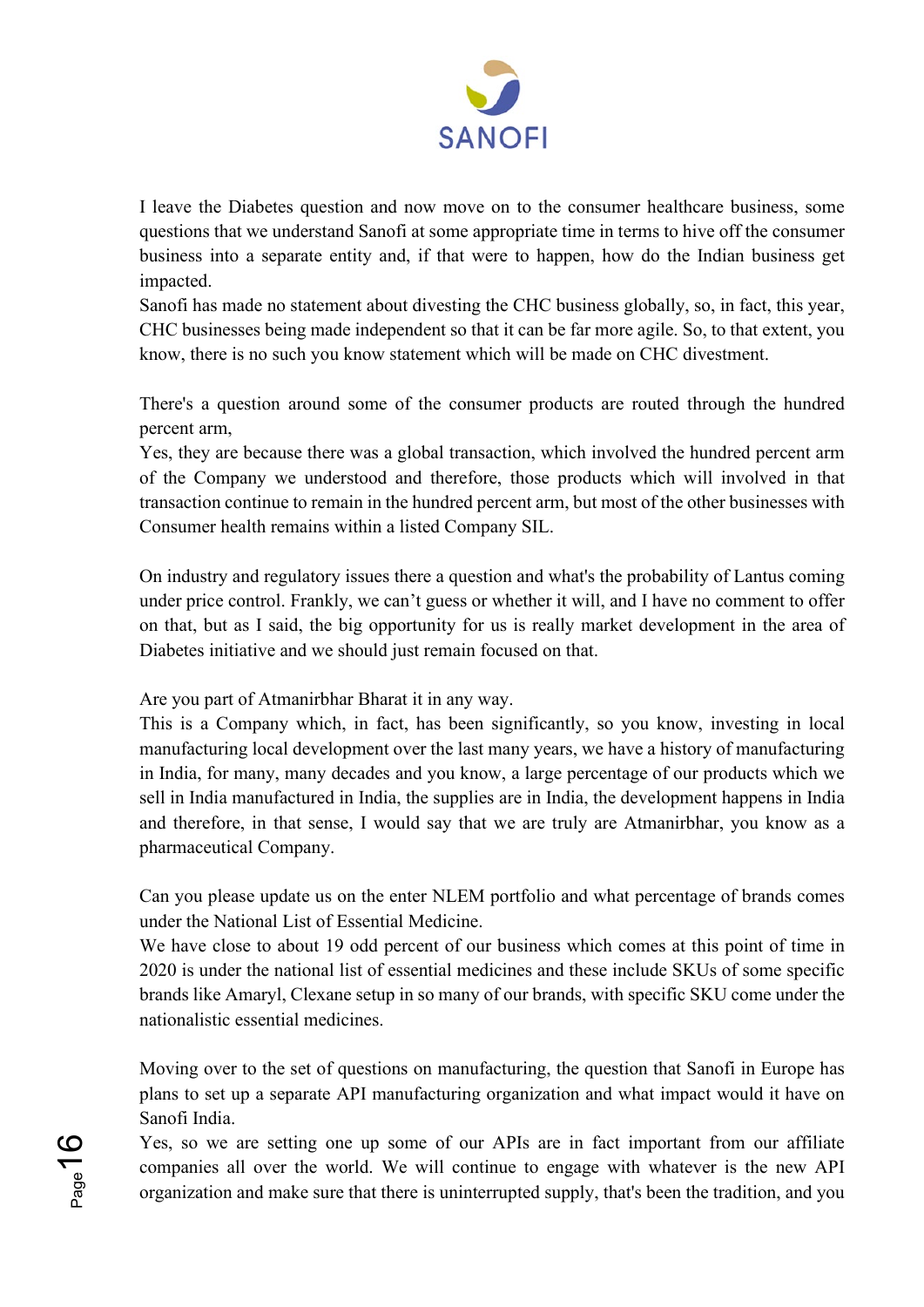I leave the Diabetes question and now move on to the consumer healthcare business, some questions that we understand Sanofi at some appropriate time in terms to hive off the consumer business into a separate entity and, if that were to happen, how do the Indian business get impacted.

Sanofi has made no statement about divesting the CHC business globally, so, in fact, this year, CHC businesses being made independent so that it can be far more agile. So, to that extent, you know, there is no such you know statement which will be made on CHC divestment.

There's a question around some of the consumer products are routed through the hundred percent arm,

Yes, they are because there was a global transaction, which involved the hundred percent arm of the Company we understood and therefore, those products which will involved in that transaction continue to remain in the hundred percent arm, but most of the other businesses with Consumer health remains within a listed Company SIL.

On industry and regulatory issues there a question and what's the probability of Lantus coming under price control. Frankly, we can't guess or whether it will, and I have no comment to offer on that, but as I said, the big opportunity for us is really market development in the area of Diabetes initiative and we should just remain focused on that.

Are you part of Atmanirbhar Bharat it in any way.

This is a Company which, in fact, has been significantly, so you know, investing in local manufacturing local development over the last many years, we have a history of manufacturing in India, for many, many decades and you know, a large percentage of our products which we sell in India manufactured in India, the supplies are in India, the development happens in India and therefore, in that sense, I would say that we are truly are Atmanirbhar, you know as a pharmaceutical Company.

Can you please update us on the enter NLEM portfolio and what percentage of brands comes under the National List of Essential Medicine.

We have close to about 19 odd percent of our business which comes at this point of time in 2020 is under the national list of essential medicines and these include SKUs of some specific brands like Amaryl, Clexane setup in so many of our brands, with specific SKU come under the nationalistic essential medicines.

Moving over to the set of questions on manufacturing, the question that Sanofi in Europe has plans to set up a separate API manufacturing organization and what impact would it have on Sanofi India.

Yes, so we are setting one up some of our APIs are in fact important from our affiliate companies all over the world. We will continue to engage with whatever is the new API organization and make sure that there is uninterrupted supply, that's been the tradition, and you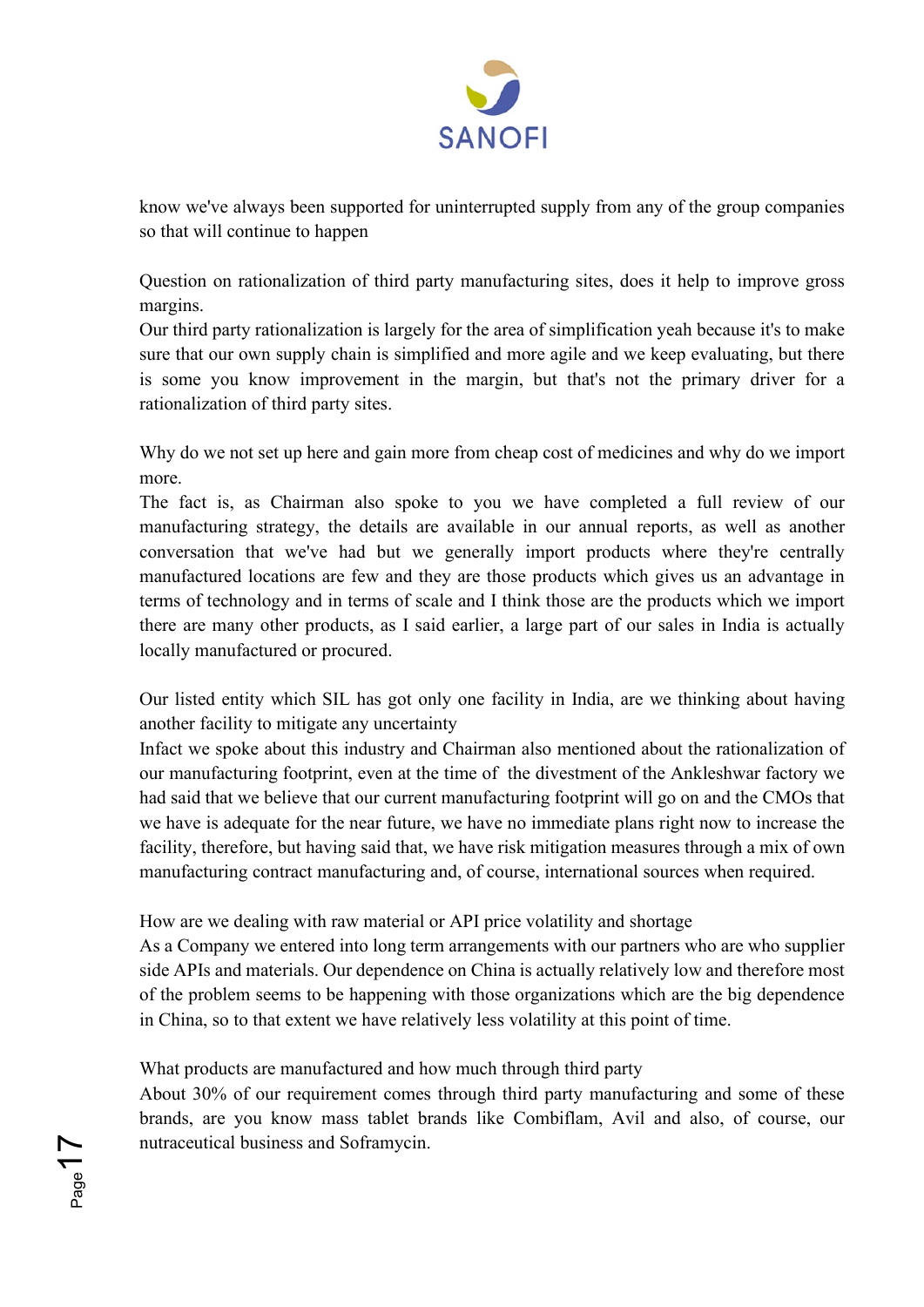know we've always been supported for uninterrupted supply from any of the group companies so that will continue to happen

Question on rationalization of third party manufacturing sites, does it help to improve gross margins.
Our third party rationalization is largely for the area of simplification yeah because it's to make sure that our own supply chain is simplified and more agile and we keep evaluating, but there is some you know improvement in the margin, but that's not the primary driver for a rationalization of third party sites.

Why do we not set up here and gain more from cheap cost of medicines and why do we import more.
The fact is, as Chairman also spoke to you we have completed a full review of our manufacturing strategy, the details are available in our annual reports, as well as another conversation that we've had but we generally import products where they're centrally manufactured locations are few and they are those products which gives us an advantage in terms of technology and in terms of scale and I think those are the products which we import there are many other products, as I said earlier, a large part of our sales in India is actually locally manufactured or procured.

Our listed entity which SIL has got only one facility in India, are we thinking about having another facility to mitigate any uncertainty
Infact we spoke about this industry and Chairman also mentioned about the rationalization of our manufacturing footprint, even at the time of the divestment of the Ankleshwar factory we had said that we believe that our current manufacturing footprint will go on and the CMOs that we have is adequate for the near future, we have no immediate plans right now to increase the facility, therefore, but having said that, we have risk mitigation measures through a mix of own manufacturing contract manufacturing and, of course, international sources when required.

How are we dealing with raw material or API price volatility and shortage
As a Company we entered into long term arrangements with our partners who are who supplier side APIs and materials. Our dependence on China is actually relatively low and therefore most of the problem seems to be happening with those organizations which are the big dependence in China, so to that extent we have relatively less volatility at this point of time.

What products are manufactured and how much through third party
About 30% of our requirement comes through third party manufacturing and some of these brands, are you know mass tablet brands like Combiflam, Avil and also, of course, our nutraceutical business and Soframycin.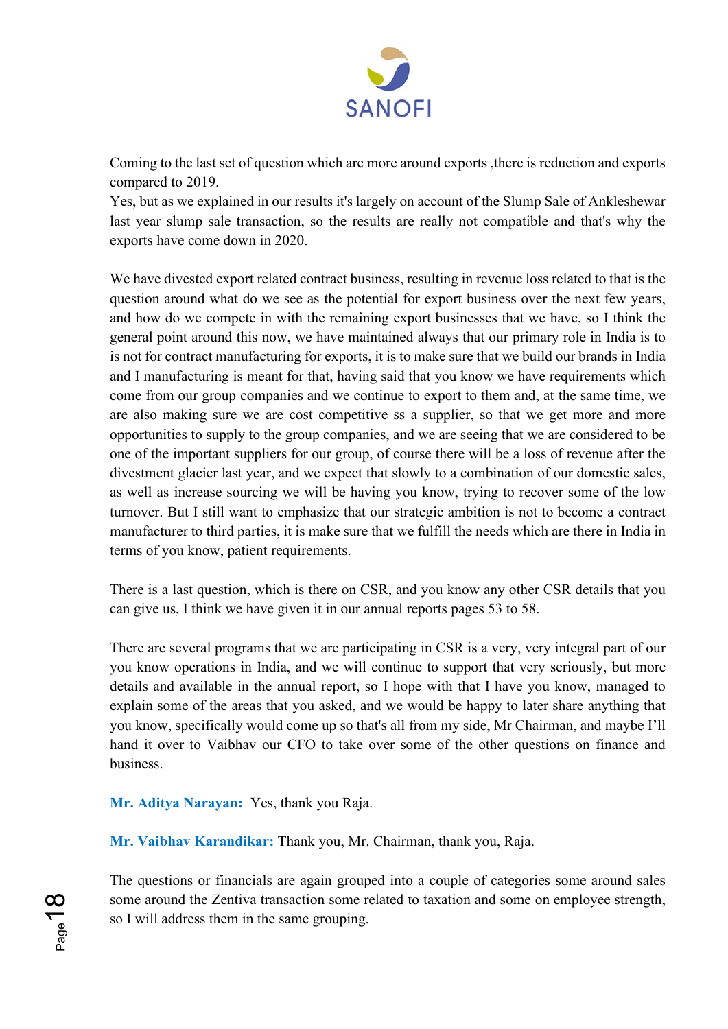Coming to the last set of question which are more around exports ,there is reduction and exports compared to 2019.

Yes, but as we explained in our results it's largely on account of the Slump Sale of Ankleshewar last year slump sale transaction, so the results are really not compatible and that's why the exports have come down in 2020.

We have divested export related contract business, resulting in revenue loss related to that is the question around what do we see as the potential for export business over the next few years, and how do we compete in with the remaining export businesses that we have, so I think the general point around this now, we have maintained always that our primary role in India is to is not for contract manufacturing for exports, it is to make sure that we build our brands in India and I manufacturing is meant for that, having said that you know we have requirements which come from our group companies and we continue to export to them and, at the same time, we are also making sure we are cost competitive ss a supplier, so that we get more and more opportunities to supply to the group companies, and we are seeing that we are considered to be one of the important suppliers for our group, of course there will be a loss of revenue after the divestment glacier last year, and we expect that slowly to a combination of our domestic sales, as well as increase sourcing we will be having you know, trying to recover some of the low turnover. But I still want to emphasize that our strategic ambition is not to become a contract manufacturer to third parties, it is make sure that we fulfill the needs which are there in India in terms of you know, patient requirements.

There is a last question, which is there on CSR, and you know any other CSR details that you can give us, I think we have given it in our annual reports pages 53 to 58.

There are several programs that we are participating in CSR is a very, very integral part of our you know operations in India, and we will continue to support that very seriously, but more details and available in the annual report, so I hope with that I have you know, managed to explain some of the areas that you asked, and we would be happy to later share anything that you know, specifically would come up so that's all from my side, Mr Chairman, and maybe I'll hand it over to Vaibhav our CFO to take over some of the other questions on finance and business.

**Mr. Aditya Narayan:** Yes, thank you Raja.

**Mr. Vaibhav Karandikar:** Thank you, Mr. Chairman, thank you, Raja.

The questions or financials are again grouped into a couple of categories some around sales some around the Zentiva transaction some related to taxation and some on employee strength, so I will address them in the same grouping.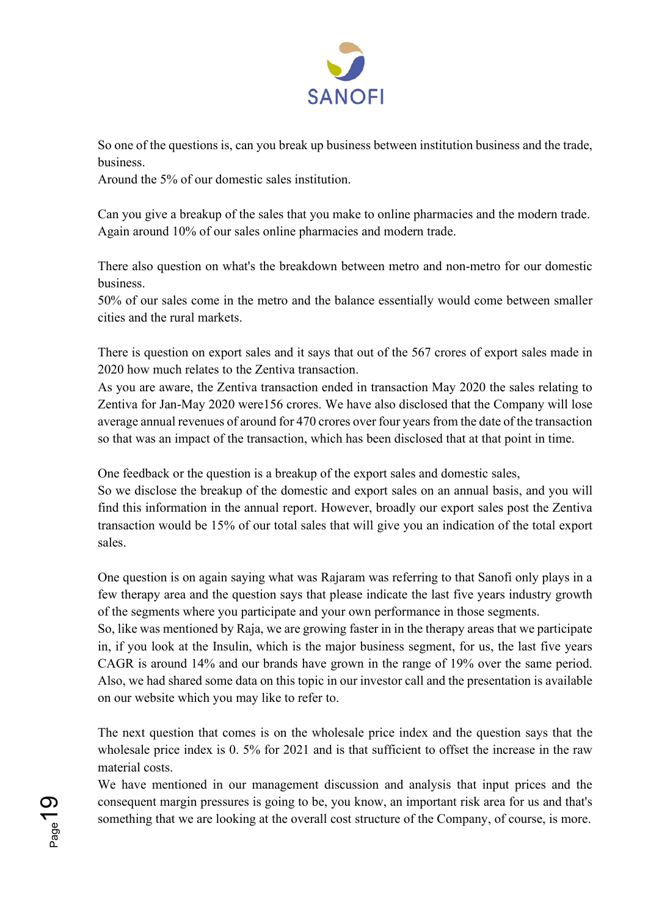So one of the questions is, can you break up business between institution business and the trade, business.
Around the 5% of our domestic sales institution.

Can you give a breakup of the sales that you make to online pharmacies and the modern trade.
Again around 10% of our sales online pharmacies and modern trade.

There also question on what's the breakdown between metro and non-metro for our domestic business.
50% of our sales come in the metro and the balance essentially would come between smaller cities and the rural markets.

There is question on export sales and it says that out of the 567 crores of export sales made in 2020 how much relates to the Zentiva transaction.
As you are aware, the Zentiva transaction ended in transaction May 2020 the sales relating to Zentiva for Jan-May 2020 were156 crores. We have also disclosed that the Company will lose average annual revenues of around for 470 crores over four years from the date of the transaction so that was an impact of the transaction, which has been disclosed that at that point in time.

One feedback or the question is a breakup of the export sales and domestic sales,
So we disclose the breakup of the domestic and export sales on an annual basis, and you will find this information in the annual report. However, broadly our export sales post the Zentiva transaction would be 15% of our total sales that will give you an indication of the total export sales.

One question is on again saying what was Rajaram was referring to that Sanofi only plays in a few therapy area and the question says that please indicate the last five years industry growth of the segments where you participate and your own performance in those segments.
So, like was mentioned by Raja, we are growing faster in in the therapy areas that we participate in, if you look at the Insulin, which is the major business segment, for us, the last five years CAGR is around 14% and our brands have grown in the range of 19% over the same period. Also, we had shared some data on this topic in our investor call and the presentation is available on our website which you may like to refer to.

The next question that comes is on the wholesale price index and the question says that the wholesale price index is 0. 5% for 2021 and is that sufficient to offset the increase in the raw material costs.
We have mentioned in our management discussion and analysis that input prices and the consequent margin pressures is going to be, you know, an important risk area for us and that's something that we are looking at the overall cost structure of the Company, of course, is more.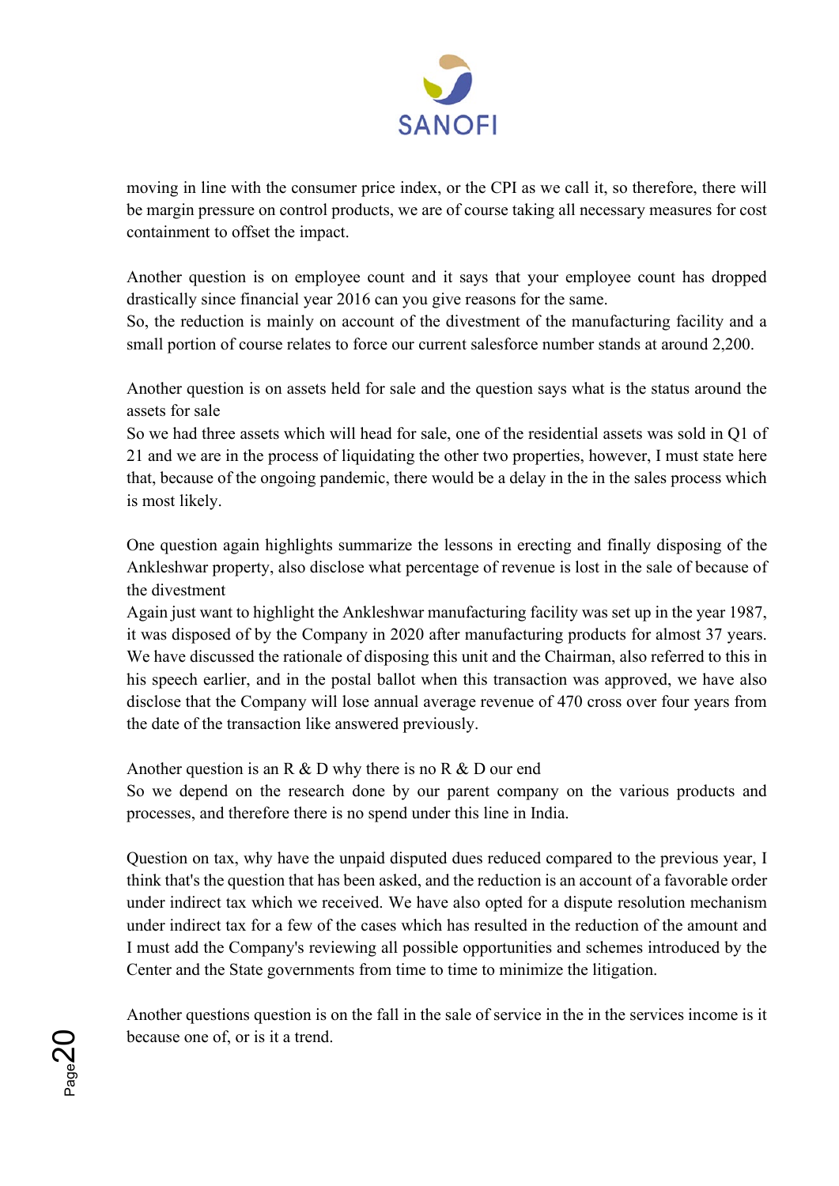moving in line with the consumer price index, or the CPI as we call it, so therefore, there will be margin pressure on control products, we are of course taking all necessary measures for cost containment to offset the impact.

Another question is on employee count and it says that your employee count has dropped drastically since financial year 2016 can you give reasons for the same.
So, the reduction is mainly on account of the divestment of the manufacturing facility and a small portion of course relates to force our current salesforce number stands at around 2,200.

Another question is on assets held for sale and the question says what is the status around the assets for sale
So we had three assets which will head for sale, one of the residential assets was sold in Q1 of 21 and we are in the process of liquidating the other two properties, however, I must state here that, because of the ongoing pandemic, there would be a delay in the in the sales process which is most likely.

One question again highlights summarize the lessons in erecting and finally disposing of the Ankleshwar property, also disclose what percentage of revenue is lost in the sale of because of the divestment
Again just want to highlight the Ankleshwar manufacturing facility was set up in the year 1987, it was disposed of by the Company in 2020 after manufacturing products for almost 37 years. We have discussed the rationale of disposing this unit and the Chairman, also referred to this in his speech earlier, and in the postal ballot when this transaction was approved, we have also disclose that the Company will lose annual average revenue of 470 cross over four years from the date of the transaction like answered previously.

Another question is an R & D why there is no R & D our end
So we depend on the research done by our parent company on the various products and processes, and therefore there is no spend under this line in India.

Question on tax, why have the unpaid disputed dues reduced compared to the previous year, I think that's the question that has been asked, and the reduction is an account of a favorable order under indirect tax which we received. We have also opted for a dispute resolution mechanism under indirect tax for a few of the cases which has resulted in the reduction of the amount and I must add the Company's reviewing all possible opportunities and schemes introduced by the Center and the State governments from time to time to minimize the litigation.

Another questions question is on the fall in the sale of service in the in the services income is it because one of, or is it a trend.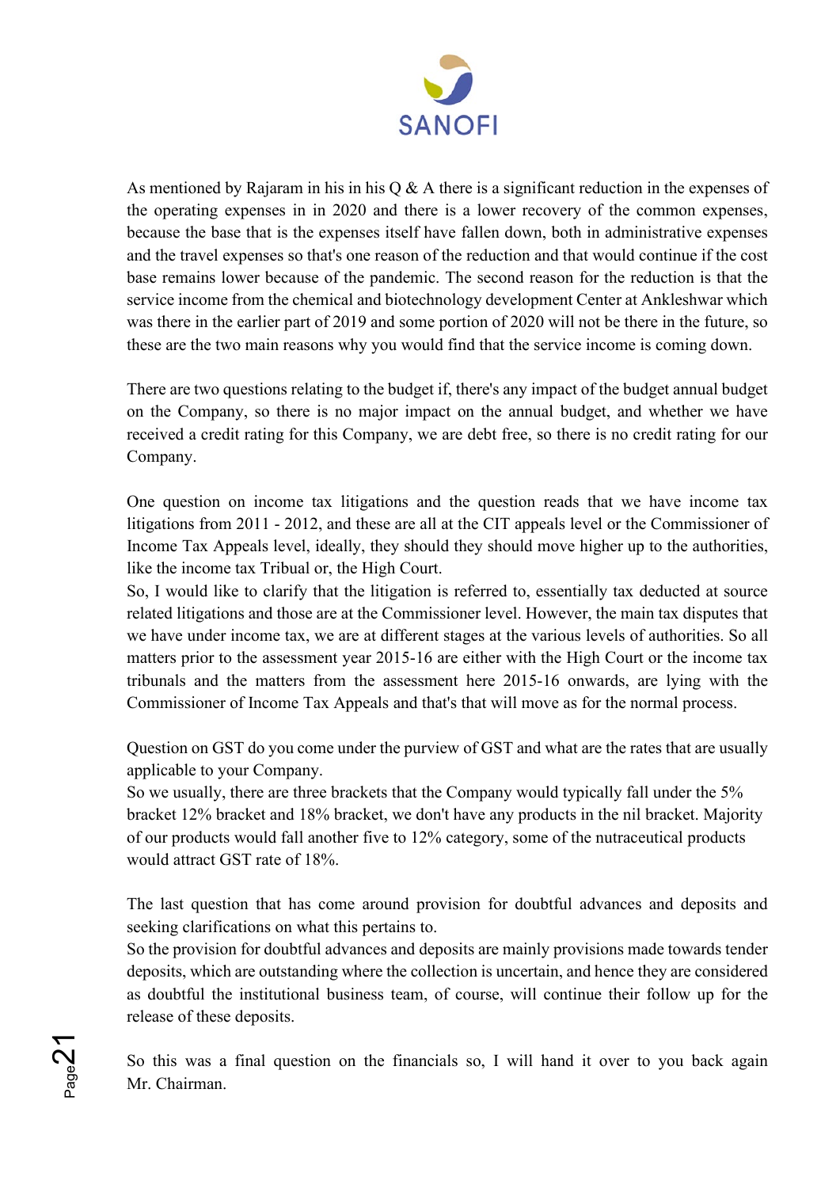As mentioned by Rajaram in his in his Q & A there is a significant reduction in the expenses of the operating expenses in in 2020 and there is a lower recovery of the common expenses, because the base that is the expenses itself have fallen down, both in administrative expenses and the travel expenses so that's one reason of the reduction and that would continue if the cost base remains lower because of the pandemic. The second reason for the reduction is that the service income from the chemical and biotechnology development Center at Ankleshwar which was there in the earlier part of 2019 and some portion of 2020 will not be there in the future, so these are the two main reasons why you would find that the service income is coming down.

There are two questions relating to the budget if, there's any impact of the budget annual budget on the Company, so there is no major impact on the annual budget, and whether we have received a credit rating for this Company, we are debt free, so there is no credit rating for our Company.

One question on income tax litigations and the question reads that we have income tax litigations from 2011 - 2012, and these are all at the CIT appeals level or the Commissioner of Income Tax Appeals level, ideally, they should they should move higher up to the authorities, like the income tax Tribual or, the High Court.

So, I would like to clarify that the litigation is referred to, essentially tax deducted at source related litigations and those are at the Commissioner level. However, the main tax disputes that we have under income tax, we are at different stages at the various levels of authorities. So all matters prior to the assessment year 2015-16 are either with the High Court or the income tax tribunals and the matters from the assessment here 2015-16 onwards, are lying with the Commissioner of Income Tax Appeals and that's that will move as for the normal process.

Question on GST do you come under the purview of GST and what are the rates that are usually applicable to your Company.

So we usually, there are three brackets that the Company would typically fall under the 5% bracket 12% bracket and 18% bracket, we don't have any products in the nil bracket. Majority of our products would fall another five to 12% category, some of the nutraceutical products would attract GST rate of 18%.

The last question that has come around provision for doubtful advances and deposits and seeking clarifications on what this pertains to.

So the provision for doubtful advances and deposits are mainly provisions made towards tender deposits, which are outstanding where the collection is uncertain, and hence they are considered as doubtful the institutional business team, of course, will continue their follow up for the release of these deposits.

So this was a final question on the financials so, I will hand it over to you back again Mr. Chairman.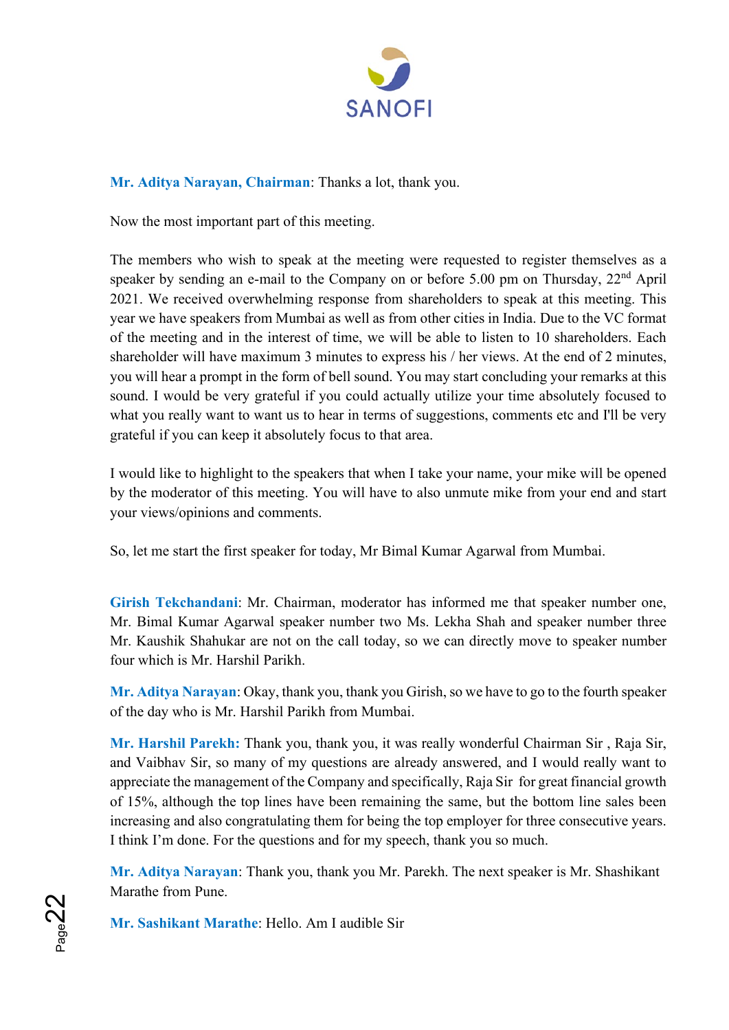**Mr. Aditya Narayan, Chairman**: Thanks a lot, thank you.

Now the most important part of this meeting.

The members who wish to speak at the meeting were requested to register themselves as a speaker by sending an e-mail to the Company on or before 5.00 pm on Thursday, 22nd April 2021. We received overwhelming response from shareholders to speak at this meeting. This year we have speakers from Mumbai as well as from other cities in India. Due to the VC format of the meeting and in the interest of time, we will be able to listen to 10 shareholders. Each shareholder will have maximum 3 minutes to express his / her views. At the end of 2 minutes, you will hear a prompt in the form of bell sound. You may start concluding your remarks at this sound. I would be very grateful if you could actually utilize your time absolutely focused to what you really want to want us to hear in terms of suggestions, comments etc and I'll be very grateful if you can keep it absolutely focus to that area.

I would like to highlight to the speakers that when I take your name, your mike will be opened by the moderator of this meeting. You will have to also unmute mike from your end and start your views/opinions and comments.

So, let me start the first speaker for today, Mr Bimal Kumar Agarwal from Mumbai.

**Girish Tekchandani**: Mr. Chairman, moderator has informed me that speaker number one, Mr. Bimal Kumar Agarwal speaker number two Ms. Lekha Shah and speaker number three Mr. Kaushik Shahukar are not on the call today, so we can directly move to speaker number four which is Mr. Harshil Parikh.

**Mr. Aditya Narayan**: Okay, thank you, thank you Girish, so we have to go to the fourth speaker of the day who is Mr. Harshil Parikh from Mumbai.

**Mr. Harshil Parekh:** Thank you, thank you, it was really wonderful Chairman Sir , Raja Sir, and Vaibhav Sir, so many of my questions are already answered, and I would really want to appreciate the management of the Company and specifically, Raja Sir for great financial growth of 15%, although the top lines have been remaining the same, but the bottom line sales been increasing and also congratulating them for being the top employer for three consecutive years. I think I'm done. For the questions and for my speech, thank you so much.

**Mr. Aditya Narayan**: Thank you, thank you Mr. Parekh. The next speaker is Mr. Shashikant Marathe from Pune.

**Mr. Sashikant Marathe**: Hello. Am I audible Sir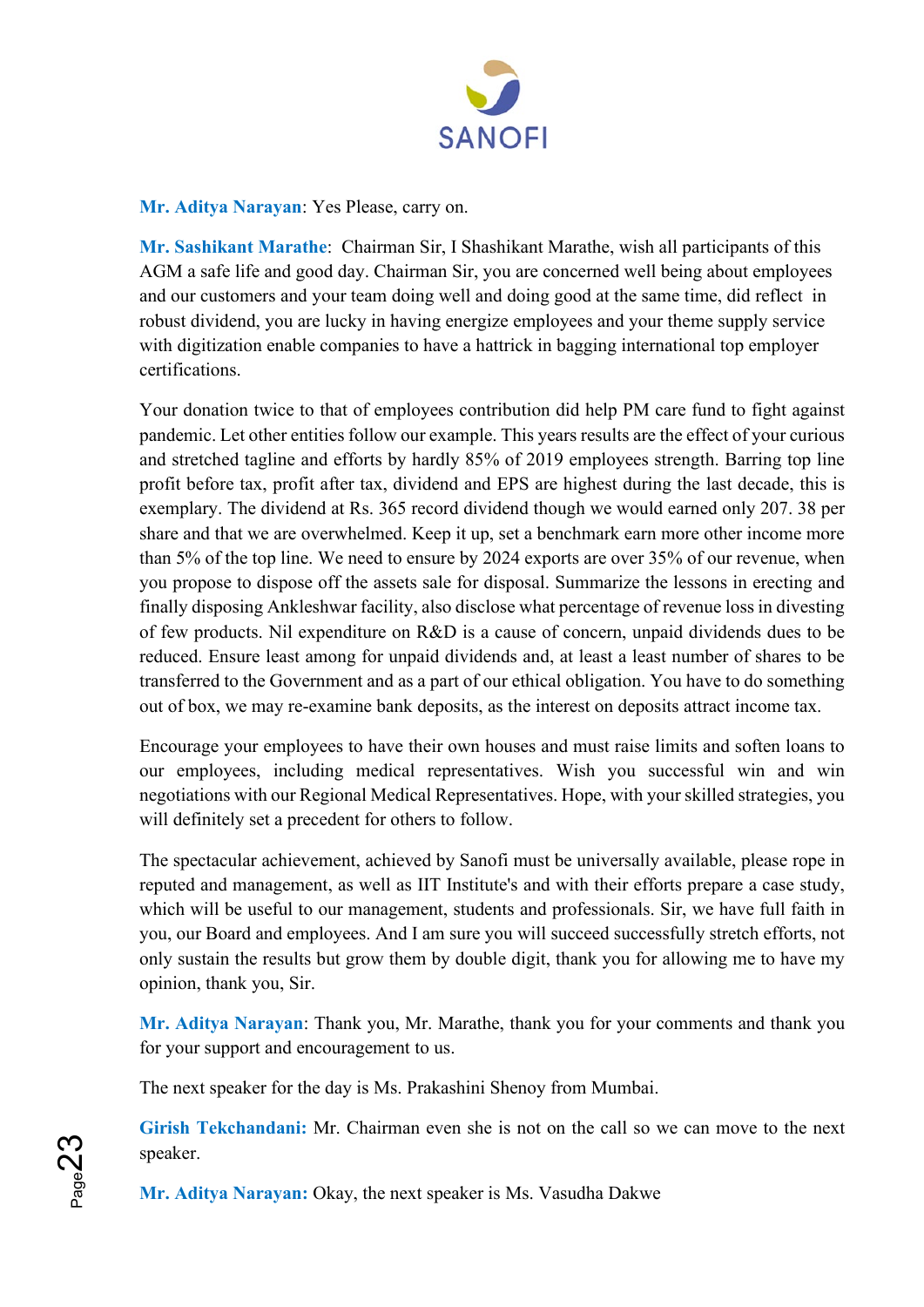**Mr. Aditya Narayan**: Yes Please, carry on.

**Mr. Sashikant Marathe**: Chairman Sir, I Shashikant Marathe, wish all participants of this AGM a safe life and good day. Chairman Sir, you are concerned well being about employees and our customers and your team doing well and doing good at the same time, did reflect in robust dividend, you are lucky in having energize employees and your theme supply service with digitization enable companies to have a hattrick in bagging international top employer certifications.

Your donation twice to that of employees contribution did help PM care fund to fight against pandemic. Let other entities follow our example. This years results are the effect of your curious and stretched tagline and efforts by hardly 85% of 2019 employees strength. Barring top line profit before tax, profit after tax, dividend and EPS are highest during the last decade, this is exemplary. The dividend at Rs. 365 record dividend though we would earned only 207. 38 per share and that we are overwhelmed. Keep it up, set a benchmark earn more other income more than 5% of the top line. We need to ensure by 2024 exports are over 35% of our revenue, when you propose to dispose off the assets sale for disposal. Summarize the lessons in erecting and finally disposing Ankleshwar facility, also disclose what percentage of revenue loss in divesting of few products. Nil expenditure on R&D is a cause of concern, unpaid dividends dues to be reduced. Ensure least among for unpaid dividends and, at least a least number of shares to be transferred to the Government and as a part of our ethical obligation. You have to do something out of box, we may re-examine bank deposits, as the interest on deposits attract income tax.

Encourage your employees to have their own houses and must raise limits and soften loans to our employees, including medical representatives. Wish you successful win and win negotiations with our Regional Medical Representatives. Hope, with your skilled strategies, you will definitely set a precedent for others to follow.

The spectacular achievement, achieved by Sanofi must be universally available, please rope in reputed and management, as well as IIT Institute's and with their efforts prepare a case study, which will be useful to our management, students and professionals. Sir, we have full faith in you, our Board and employees. And I am sure you will succeed successfully stretch efforts, not only sustain the results but grow them by double digit, thank you for allowing me to have my opinion, thank you, Sir.

**Mr. Aditya Narayan**: Thank you, Mr. Marathe, thank you for your comments and thank you for your support and encouragement to us.

The next speaker for the day is Ms. Prakashini Shenoy from Mumbai.

**Girish Tekchandani:** Mr. Chairman even she is not on the call so we can move to the next speaker.

**Mr. Aditya Narayan:** Okay, the next speaker is Ms. Vasudha Dakwe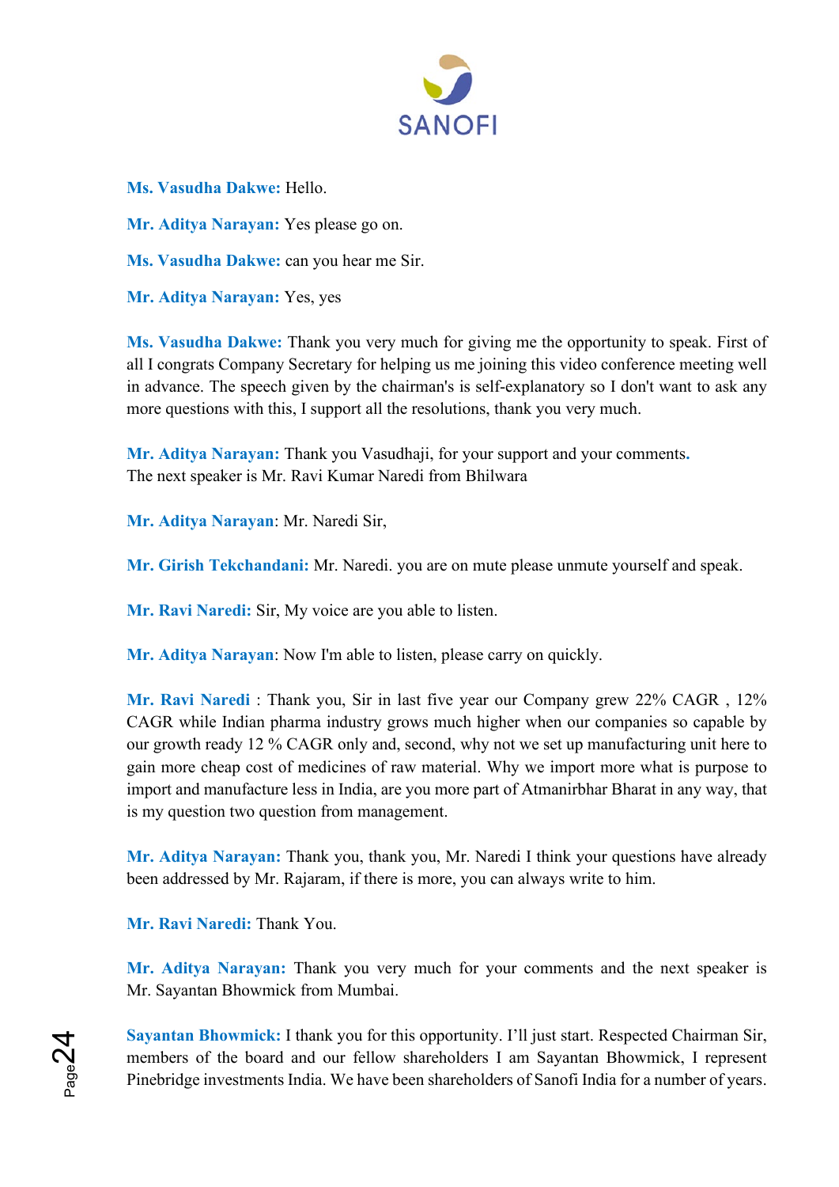**Ms. Vasudha Dakwe:** Hello.

**Mr. Aditya Narayan:** Yes please go on.

**Ms. Vasudha Dakwe:** can you hear me Sir.

**Mr. Aditya Narayan:** Yes, yes

**Ms. Vasudha Dakwe:** Thank you very much for giving me the opportunity to speak. First of all I congrats Company Secretary for helping us me joining this video conference meeting well in advance. The speech given by the chairman's is self-explanatory so I don't want to ask any more questions with this, I support all the resolutions, thank you very much.

**Mr. Aditya Narayan:** Thank you Vasudhaji, for your support and your comments.
The next speaker is Mr. Ravi Kumar Naredi from Bhilwara

**Mr. Aditya Narayan**: Mr. Naredi Sir,

**Mr. Girish Tekchandani:** Mr. Naredi. you are on mute please unmute yourself and speak.

**Mr. Ravi Naredi:** Sir, My voice are you able to listen.

**Mr. Aditya Narayan**: Now I'm able to listen, please carry on quickly.

**Mr. Ravi Naredi** : Thank you, Sir in last five year our Company grew 22% CAGR , 12% CAGR while Indian pharma industry grows much higher when our companies so capable by our growth ready 12 % CAGR only and, second, why not we set up manufacturing unit here to gain more cheap cost of medicines of raw material. Why we import more what is purpose to import and manufacture less in India, are you more part of Atmanirbhar Bharat in any way, that is my question two question from management.

**Mr. Aditya Narayan:** Thank you, thank you, Mr. Naredi I think your questions have already been addressed by Mr. Rajaram, if there is more, you can always write to him.

**Mr. Ravi Naredi:** Thank You.

**Mr. Aditya Narayan:** Thank you very much for your comments and the next speaker is Mr. Sayantan Bhowmick from Mumbai.

**Sayantan Bhowmick:** I thank you for this opportunity. I'll just start. Respected Chairman Sir, members of the board and our fellow shareholders I am Sayantan Bhowmick, I represent Pinebridge investments India. We have been shareholders of Sanofi India for a number of years.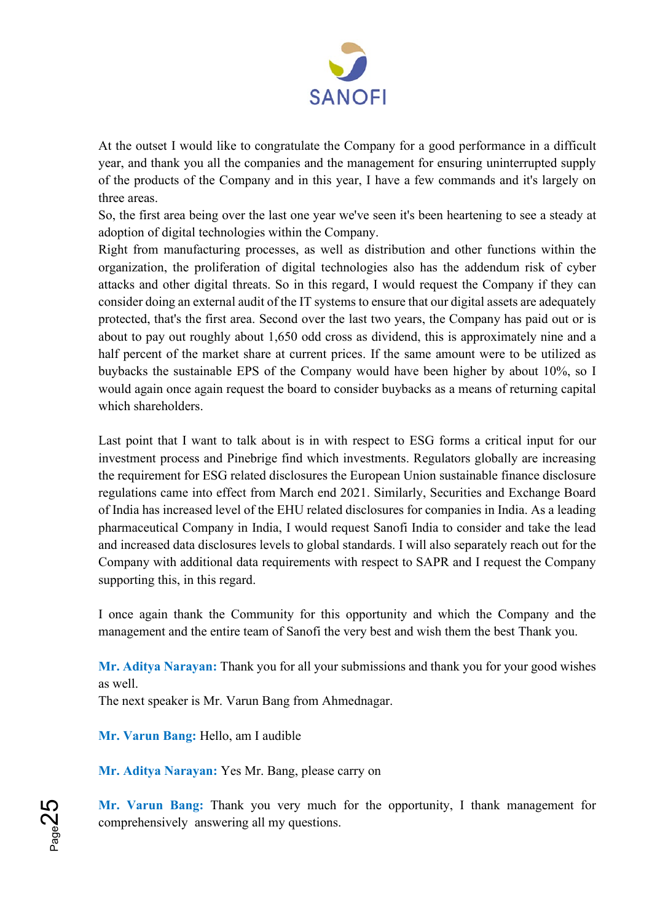At the outset I would like to congratulate the Company for a good performance in a difficult year, and thank you all the companies and the management for ensuring uninterrupted supply of the products of the Company and in this year, I have a few commands and it's largely on three areas.

So, the first area being over the last one year we've seen it's been heartening to see a steady at adoption of digital technologies within the Company.

Right from manufacturing processes, as well as distribution and other functions within the organization, the proliferation of digital technologies also has the addendum risk of cyber attacks and other digital threats. So in this regard, I would request the Company if they can consider doing an external audit of the IT systems to ensure that our digital assets are adequately protected, that's the first area. Second over the last two years, the Company has paid out or is about to pay out roughly about 1,650 odd cross as dividend, this is approximately nine and a half percent of the market share at current prices. If the same amount were to be utilized as buybacks the sustainable EPS of the Company would have been higher by about 10%, so I would again once again request the board to consider buybacks as a means of returning capital which shareholders.

Last point that I want to talk about is in with respect to ESG forms a critical input for our investment process and Pinebrige find which investments. Regulators globally are increasing the requirement for ESG related disclosures the European Union sustainable finance disclosure regulations came into effect from March end 2021. Similarly, Securities and Exchange Board of India has increased level of the EHU related disclosures for companies in India. As a leading pharmaceutical Company in India, I would request Sanofi India to consider and take the lead and increased data disclosures levels to global standards. I will also separately reach out for the Company with additional data requirements with respect to SAPR and I request the Company supporting this, in this regard.

I once again thank the Community for this opportunity and which the Company and the management and the entire team of Sanofi the very best and wish them the best Thank you.

**Mr. Aditya Narayan:** Thank you for all your submissions and thank you for your good wishes as well.

The next speaker is Mr. Varun Bang from Ahmednagar.

**Mr. Varun Bang:** Hello, am I audible

**Mr. Aditya Narayan:** Yes Mr. Bang, please carry on

**Mr. Varun Bang:** Thank you very much for the opportunity, I thank management for comprehensively answering all my questions.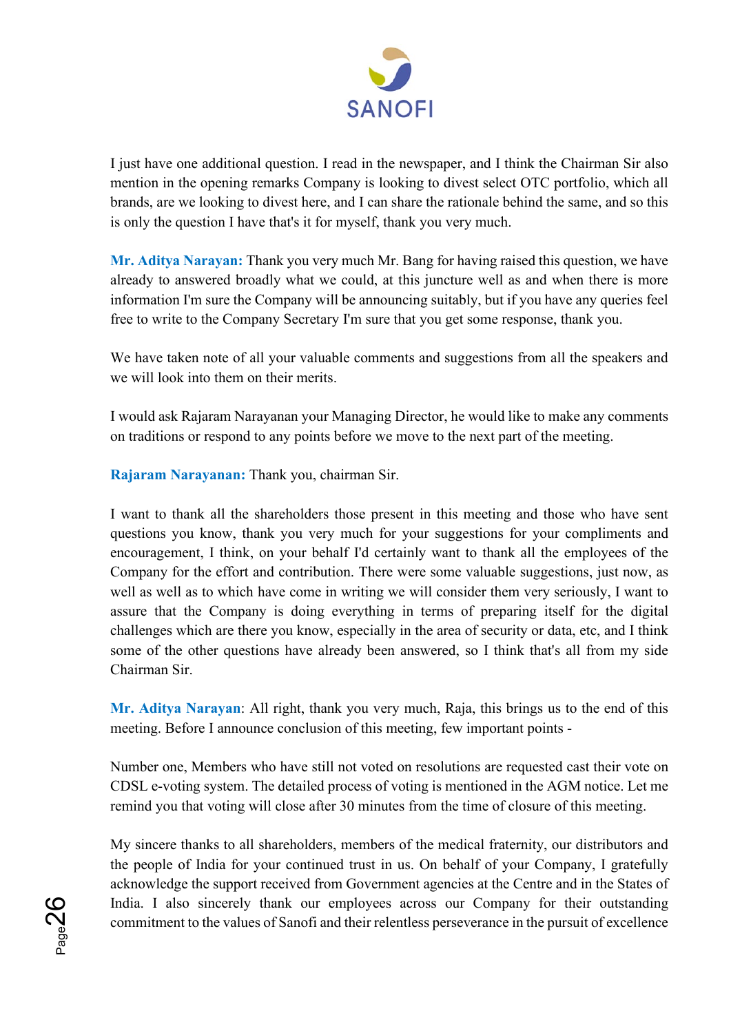I just have one additional question. I read in the newspaper, and I think the Chairman Sir also mention in the opening remarks Company is looking to divest select OTC portfolio, which all brands, are we looking to divest here, and I can share the rationale behind the same, and so this is only the question I have that's it for myself, thank you very much.

**Mr. Aditya Narayan:** Thank you very much Mr. Bang for having raised this question, we have already to answered broadly what we could, at this juncture well as and when there is more information I'm sure the Company will be announcing suitably, but if you have any queries feel free to write to the Company Secretary I'm sure that you get some response, thank you.

We have taken note of all your valuable comments and suggestions from all the speakers and we will look into them on their merits.

I would ask Rajaram Narayanan your Managing Director, he would like to make any comments on traditions or respond to any points before we move to the next part of the meeting.

**Rajaram Narayanan:** Thank you, chairman Sir.

I want to thank all the shareholders those present in this meeting and those who have sent questions you know, thank you very much for your suggestions for your compliments and encouragement, I think, on your behalf I'd certainly want to thank all the employees of the Company for the effort and contribution. There were some valuable suggestions, just now, as well as well as to which have come in writing we will consider them very seriously, I want to assure that the Company is doing everything in terms of preparing itself for the digital challenges which are there you know, especially in the area of security or data, etc, and I think some of the other questions have already been answered, so I think that's all from my side Chairman Sir.

**Mr. Aditya Narayan**: All right, thank you very much, Raja, this brings us to the end of this meeting. Before I announce conclusion of this meeting, few important points -

Number one, Members who have still not voted on resolutions are requested cast their vote on CDSL e-voting system. The detailed process of voting is mentioned in the AGM notice. Let me remind you that voting will close after 30 minutes from the time of closure of this meeting.

My sincere thanks to all shareholders, members of the medical fraternity, our distributors and the people of India for your continued trust in us. On behalf of your Company, I gratefully acknowledge the support received from Government agencies at the Centre and in the States of India. I also sincerely thank our employees across our Company for their outstanding commitment to the values of Sanofi and their relentless perseverance in the pursuit of excellence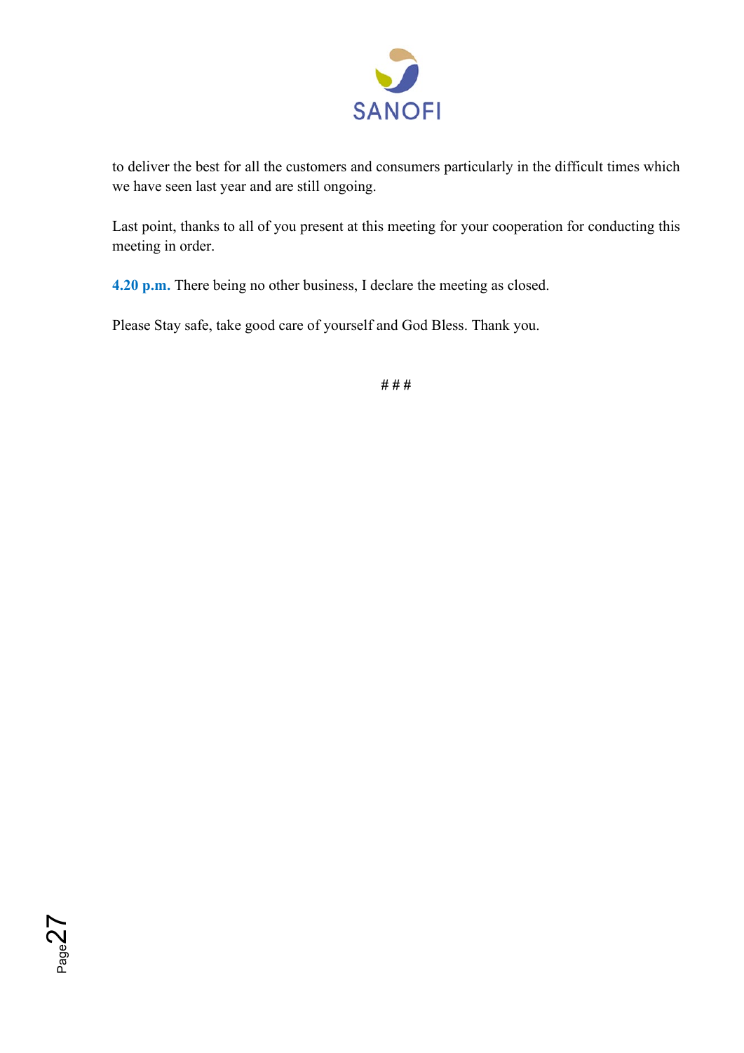to deliver the best for all the customers and consumers particularly in the difficult times which we have seen last year and are still ongoing.

Last point, thanks to all of you present at this meeting for your cooperation for conducting this meeting in order.

**4.20 p.m.** There being no other business, I declare the meeting as closed.

Please Stay safe, take good care of yourself and God Bless. Thank you.

# # #